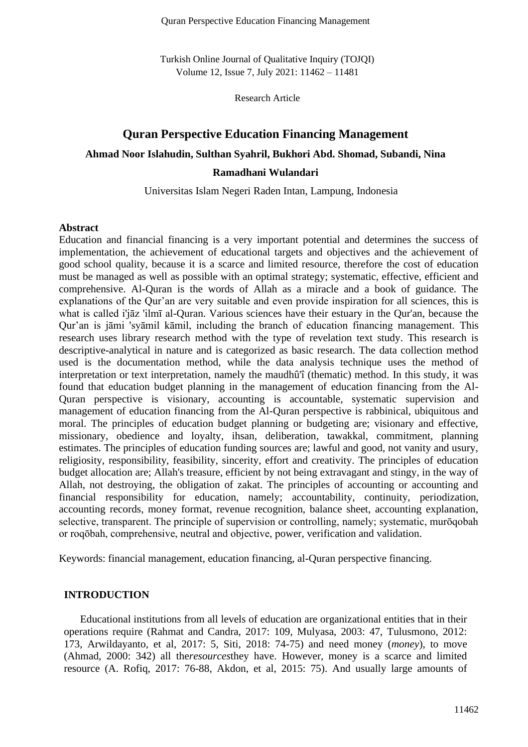Turkish Online Journal of Qualitative Inquiry (TOJQI)
Volume 12, Issue 7, July 2021: 11462 – 11481

Research Article

# Quran Perspective Education Financing Management

**Ahmad Noor Islahudin, Sulthan Syahril, Bukhori Abd. Shomad, Subandi, Nina Ramadhani Wulandari**

Universitas Islam Negeri Raden Intan, Lampung, Indonesia

## Abstract

Education and financial financing is a very important potential and determines the success of implementation, the achievement of educational targets and objectives and the achievement of good school quality, because it is a scarce and limited resource, therefore the cost of education must be managed as well as possible with an optimal strategy; systematic, effective, efficient and comprehensive. Al-Quran is the words of Allah as a miracle and a book of guidance. The explanations of the Qur'an are very suitable and even provide inspiration for all sciences, this is what is called i'jāz 'ilmī al-Quran. Various sciences have their estuary in the Qur'an, because the Qur'an is jāmi 'syāmil kāmil, including the branch of education financing management. This research uses library research method with the type of revelation text study. This research is descriptive-analytical in nature and is categorized as basic research. The data collection method used is the documentation method, while the data analysis technique uses the method of interpretation or text interpretation, namely the maudhû'î (thematic) method. In this study, it was found that education budget planning in the management of education financing from the Al-Quran perspective is visionary, accounting is accountable, systematic supervision and management of education financing from the Al-Quran perspective is rabbinical, ubiquitous and moral. The principles of education budget planning or budgeting are; visionary and effective, missionary, obedience and loyalty, ihsan, deliberation, tawakkal, commitment, planning estimates. The principles of education funding sources are; lawful and good, not vanity and usury, religiosity, responsibility, feasibility, sincerity, effort and creativity. The principles of education budget allocation are; Allah's treasure, efficient by not being extravagant and stingy, in the way of Allah, not destroying, the obligation of zakat. The principles of accounting or accounting and financial responsibility for education, namely; accountability, continuity, periodization, accounting records, money format, revenue recognition, balance sheet, accounting explanation, selective, transparent. The principle of supervision or controlling, namely; systematic, murōqobah or roqōbah, comprehensive, neutral and objective, power, verification and validation.

Keywords: financial management, education financing, al-Quran perspective financing.

## INTRODUCTION

Educational institutions from all levels of education are organizational entities that in their operations require (Rahmat and Candra, 2017: 109, Mulyasa, 2003: 47, Tulusmono, 2012: 173, Arwildayanto, et al, 2017: 5, Siti, 2018: 74-75) and need money (*money*), to move (Ahmad, 2000: 342) all the*resources*they have. However, money is a scarce and limited resource (A. Rofiq, 2017: 76-88, Akdon, et al, 2015: 75). And usually large amounts of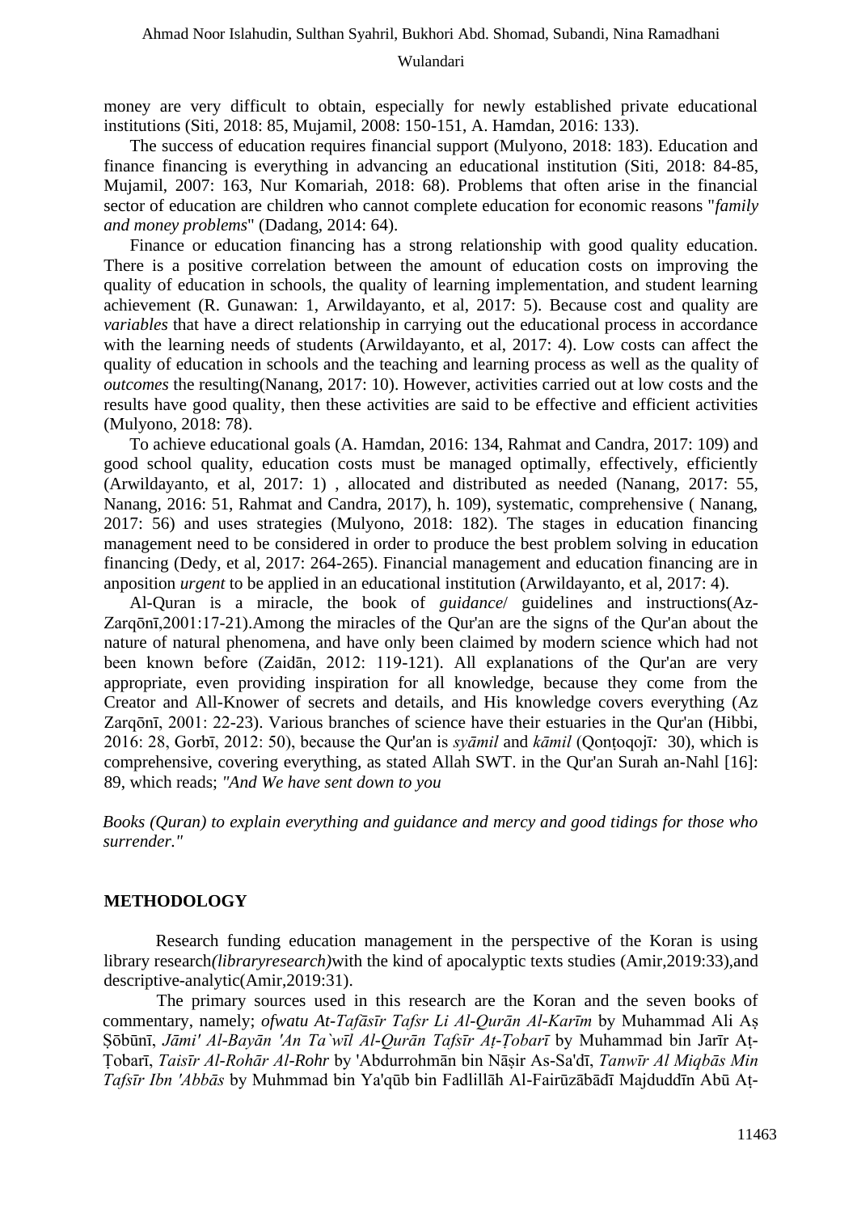money are very difficult to obtain, especially for newly established private educational institutions (Siti, 2018: 85, Mujamil, 2008: 150-151, A. Hamdan, 2016: 133).

The success of education requires financial support (Mulyono, 2018: 183). Education and finance financing is everything in advancing an educational institution (Siti, 2018: 84-85, Mujamil, 2007: 163, Nur Komariah, 2018: 68). Problems that often arise in the financial sector of education are children who cannot complete education for economic reasons "*family and money problems*" (Dadang, 2014: 64).

Finance or education financing has a strong relationship with good quality education. There is a positive correlation between the amount of education costs on improving the quality of education in schools, the quality of learning implementation, and student learning achievement (R. Gunawan: 1, Arwildayanto, et al, 2017: 5). Because cost and quality are *variables* that have a direct relationship in carrying out the educational process in accordance with the learning needs of students (Arwildayanto, et al, 2017: 4). Low costs can affect the quality of education in schools and the teaching and learning process as well as the quality of *outcomes* the resulting(Nanang, 2017: 10). However, activities carried out at low costs and the results have good quality, then these activities are said to be effective and efficient activities (Mulyono, 2018: 78).

To achieve educational goals (A. Hamdan, 2016: 134, Rahmat and Candra, 2017: 109) and good school quality, education costs must be managed optimally, effectively, efficiently (Arwildayanto, et al, 2017: 1) , allocated and distributed as needed (Nanang, 2017: 55, Nanang, 2016: 51, Rahmat and Candra, 2017), h. 109), systematic, comprehensive ( Nanang, 2017: 56) and uses strategies (Mulyono, 2018: 182). The stages in education financing management need to be considered in order to produce the best problem solving in education financing (Dedy, et al, 2017: 264-265). Financial management and education financing are in anposition *urgent* to be applied in an educational institution (Arwildayanto, et al, 2017: 4).

Al-Quran is a miracle, the book of *guidance*/ guidelines and instructions(Az-Zarqōnī,2001:17-21).Among the miracles of the Qur'an are the signs of the Qur'an about the nature of natural phenomena, and have only been claimed by modern science which had not been known before (Zaidān, 2012: 119-121). All explanations of the Qur'an are very appropriate, even providing inspiration for all knowledge, because they come from the Creator and All-Knower of secrets and details, and His knowledge covers everything (Az Zarqōnī, 2001: 22-23). Various branches of science have their estuaries in the Qur'an (Hibbi, 2016: 28, Gorbī, 2012: 50), because the Qur'an is *syāmil* and *kāmil* (Qonṭoqojī*:* 30), which is comprehensive, covering everything, as stated Allah SWT. in the Qur'an Surah an-Nahl [16]: 89, which reads; *"And We have sent down to you*

*Books (Quran) to explain everything and guidance and mercy and good tidings for those who surrender."*

## METHODOLOGY

Research funding education management in the perspective of the Koran is using library research*(libraryresearch)*with the kind of apocalyptic texts studies (Amir,2019:33),and descriptive-analytic(Amir,2019:31).

The primary sources used in this research are the Koran and the seven books of commentary, namely; *ofwatu At-Tafāsīr Tafsr Li Al-Qurān Al-Karīm* by Muhammad Ali Aṣ Ṣōbūnī, *Jāmi' Al-Bayān 'An Ta`wīl Al-Qurān Tafsīr Aṭ-Ṭobarī* by Muhammad bin Jarīr Aṭ-Ṭobarī, *Taisīr Al-Rohār Al-Rohr* by 'Abdurrohmān bin Nāṣir As-Sa'dī, *Tanwīr Al Miqbās Min Tafsīr Ibn 'Abbās* by Muhmmad bin Ya'qūb bin Fadlillāh Al-Fairūzābādī Majduddīn Abū Aṭ-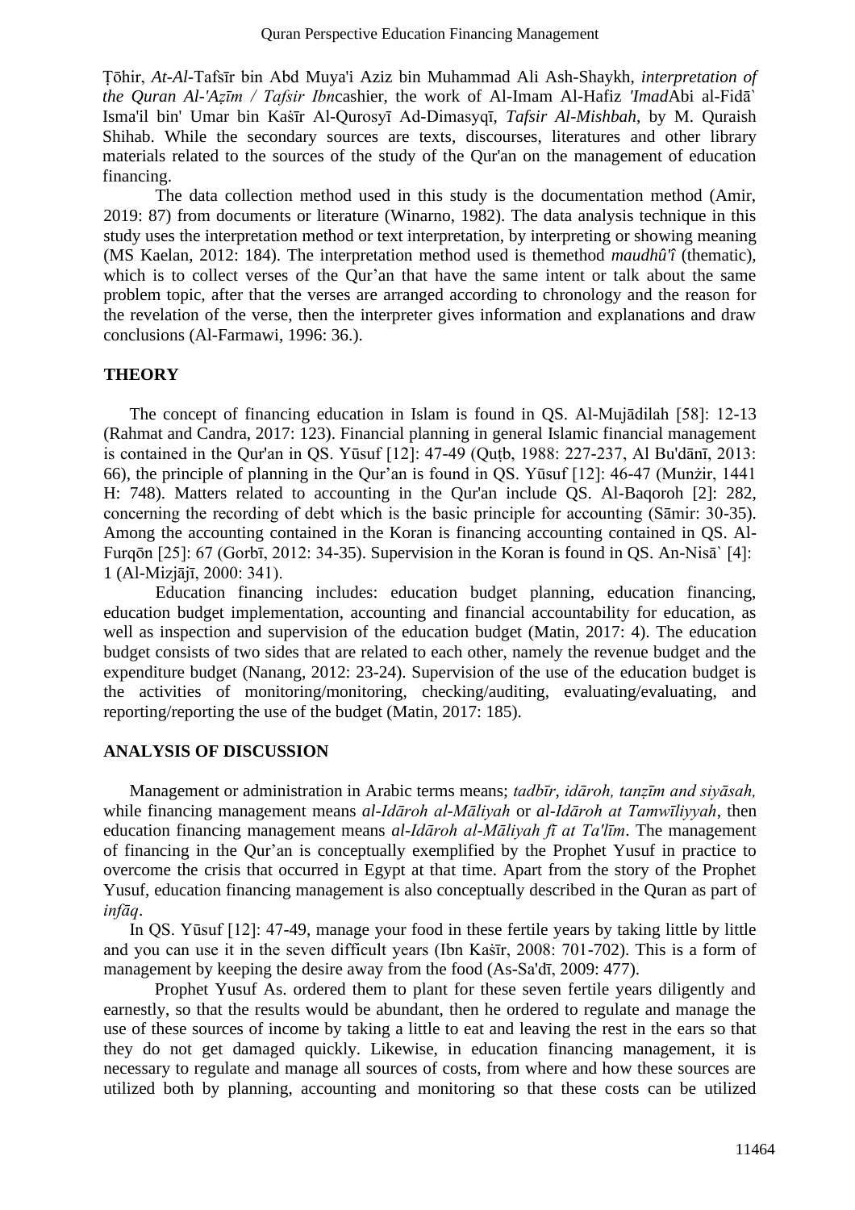Ṭōhir, *At-Al-*Tafsīr bin Abd Muya'i Aziz bin Muhammad Ali Ash-Shaykh, *interpretation of the Quran Al-'Aẓīm / Tafsir Ibn*cashier, the work of Al-Imam Al-Hafiz *'Imad*Abi al-Fidā` Isma'il bin' Umar bin Kaśīr Al-Qurosyī Ad-Dimasyqī, *Tafsir Al-Mishbah*, by M. Quraish Shihab. While the secondary sources are texts, discourses, literatures and other library materials related to the sources of the study of the Qur'an on the management of education financing.

The data collection method used in this study is the documentation method (Amir, 2019: 87) from documents or literature (Winarno, 1982). The data analysis technique in this study uses the interpretation method or text interpretation, by interpreting or showing meaning (MS Kaelan, 2012: 184). The interpretation method used is themethod *maudhû'î* (thematic), which is to collect verses of the Qur'an that have the same intent or talk about the same problem topic, after that the verses are arranged according to chronology and the reason for the revelation of the verse, then the interpreter gives information and explanations and draw conclusions (Al-Farmawi, 1996: 36.).

## THEORY

The concept of financing education in Islam is found in QS. Al-Mujādilah [58]: 12-13 (Rahmat and Candra, 2017: 123). Financial planning in general Islamic financial management is contained in the Qur'an in QS. Yūsuf [12]: 47-49 (Quṭb, 1988: 227-237, Al Bu'dānī, 2013: 66), the principle of planning in the Qur'an is found in QS. Yūsuf [12]: 46-47 (Munżir, 1441 H: 748). Matters related to accounting in the Qur'an include QS. Al-Baqoroh [2]: 282, concerning the recording of debt which is the basic principle for accounting (Sāmir: 30-35). Among the accounting contained in the Koran is financing accounting contained in QS. Al-Furqōn [25]: 67 (Gorbī, 2012: 34-35). Supervision in the Koran is found in QS. An-Nisā` [4]: 1 (Al-Mizjājī, 2000: 341).

Education financing includes: education budget planning, education financing, education budget implementation, accounting and financial accountability for education, as well as inspection and supervision of the education budget (Matin, 2017: 4). The education budget consists of two sides that are related to each other, namely the revenue budget and the expenditure budget (Nanang, 2012: 23-24). Supervision of the use of the education budget is the activities of monitoring/monitoring, checking/auditing, evaluating/evaluating, and reporting/reporting the use of the budget (Matin, 2017: 185).

## ANALYSIS OF DISCUSSION

Management or administration in Arabic terms means; *tadbīr*, *idāroh, tanẓīm and siyāsah,* while financing management means *al-Idāroh al-Māliyah* or *al-Idāroh at Tamwīliyyah*, then education financing management means *al-Idāroh al-Māliyah fī at Ta'līm*. The management of financing in the Qur'an is conceptually exemplified by the Prophet Yusuf in practice to overcome the crisis that occurred in Egypt at that time. Apart from the story of the Prophet Yusuf, education financing management is also conceptually described in the Quran as part of *infāq*.

In QS. Yūsuf [12]: 47-49, manage your food in these fertile years by taking little by little and you can use it in the seven difficult years (Ibn Kaśīr, 2008: 701-702). This is a form of management by keeping the desire away from the food (As-Sa'dī, 2009: 477).

Prophet Yusuf As. ordered them to plant for these seven fertile years diligently and earnestly, so that the results would be abundant, then he ordered to regulate and manage the use of these sources of income by taking a little to eat and leaving the rest in the ears so that they do not get damaged quickly. Likewise, in education financing management, it is necessary to regulate and manage all sources of costs, from where and how these sources are utilized both by planning, accounting and monitoring so that these costs can be utilized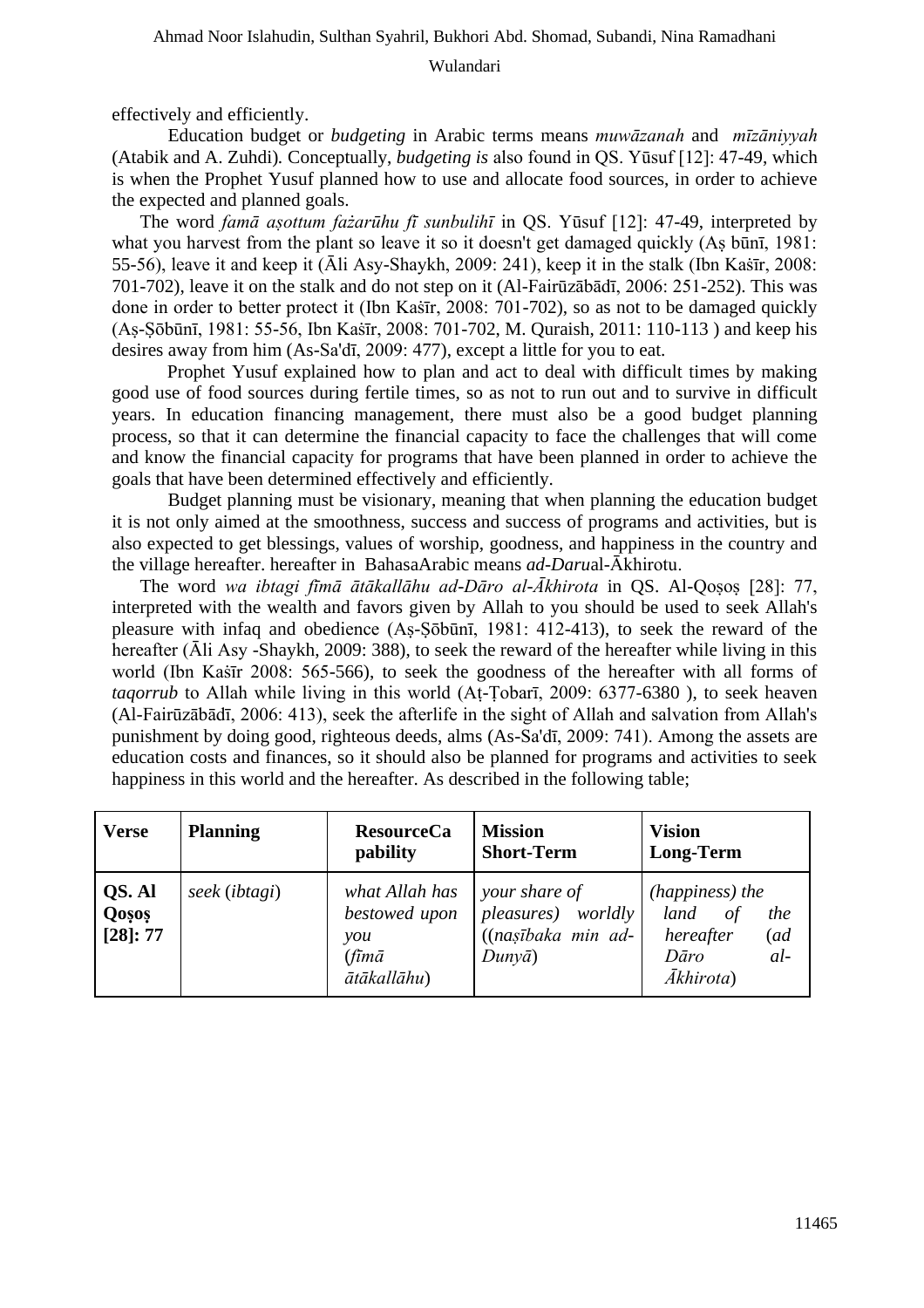effectively and efficiently.

Education budget or *budgeting* in Arabic terms means *muwāzanah* and *mīzāniyyah* (Atabik and A. Zuhdi). Conceptually, *budgeting is* also found in QS. Yūsuf [12]: 47-49, which is when the Prophet Yusuf planned how to use and allocate food sources, in order to achieve the expected and planned goals.

The word *famā aṣottum fażarūhu fī sunbulihī* in QS. Yūsuf [12]: 47-49, interpreted by what you harvest from the plant so leave it so it doesn't get damaged quickly (Aṣ būnī, 1981: 55-56), leave it and keep it (Āli Asy-Shaykh, 2009: 241), keep it in the stalk (Ibn Kaṡīr, 2008: 701-702), leave it on the stalk and do not step on it (Al-Fairūzābādī, 2006: 251-252). This was done in order to better protect it (Ibn Kaṡīr, 2008: 701-702), so as not to be damaged quickly (Aṣ-Ṣōbūnī, 1981: 55-56, Ibn Kaṡīr, 2008: 701-702, M. Quraish, 2011: 110-113 ) and keep his desires away from him (As-Sa'dī, 2009: 477), except a little for you to eat.

Prophet Yusuf explained how to plan and act to deal with difficult times by making good use of food sources during fertile times, so as not to run out and to survive in difficult years. In education financing management, there must also be a good budget planning process, so that it can determine the financial capacity to face the challenges that will come and know the financial capacity for programs that have been planned in order to achieve the goals that have been determined effectively and efficiently.

Budget planning must be visionary, meaning that when planning the education budget it is not only aimed at the smoothness, success and success of programs and activities, but is also expected to get blessings, values of worship, goodness, and happiness in the country and the village hereafter. hereafter in BahasaArabic means *ad-Daru*al-Ākhirotu.

The word *wa ibtagi fīmā ātākallāhu ad-Dāro al-Ākhirota* in QS. Al-Qoṣoṣ [28]: 77, interpreted with the wealth and favors given by Allah to you should be used to seek Allah's pleasure with infaq and obedience (Aṣ-Ṣōbūnī, 1981: 412-413), to seek the reward of the hereafter (Āli Asy -Shaykh, 2009: 388), to seek the reward of the hereafter while living in this world (Ibn Kaṡīr 2008: 565-566), to seek the goodness of the hereafter with all forms of *taqorrub* to Allah while living in this world (Aṭ-Ṭobarī, 2009: 6377-6380 ), to seek heaven (Al-Fairūzābādī, 2006: 413), seek the afterlife in the sight of Allah and salvation from Allah's punishment by doing good, righteous deeds, alms (As-Sa'dī, 2009: 741). Among the assets are education costs and finances, so it should also be planned for programs and activities to seek happiness in this world and the hereafter. As described in the following table;

| **Verse** | **Planning** | **ResourceCapability** | **Mission Short-Term** | **Vision Long-Term** |
|---|---|---|---|---|
| **QS. Al Qoṣoṣ [28]: 77** | *seek* (*ibtagi*) | *what Allah has bestowed upon you* (*fīmā ātākallāhu*) | *your share of pleasures) worldly* ((*naṣībaka min ad-Dunyā*) | *(happiness) the land of the hereafter* (*ad Dāro al-Ākhirota*) |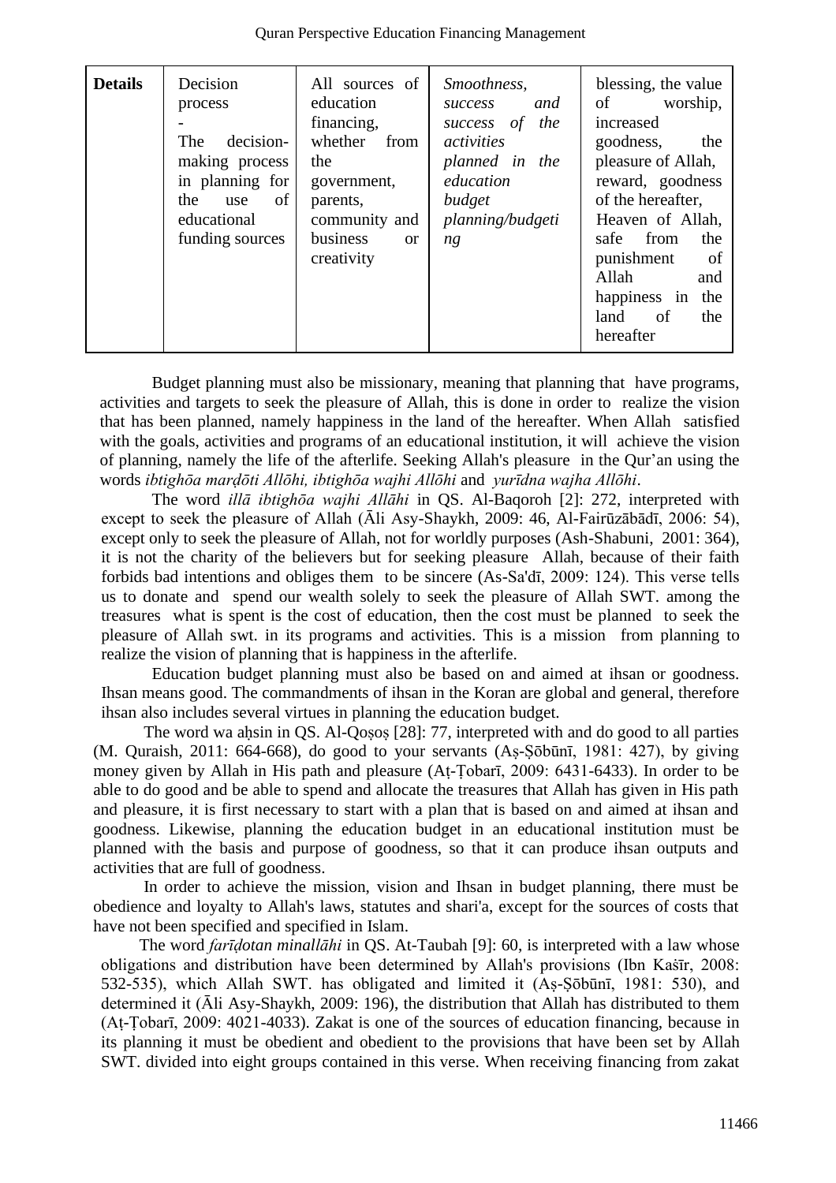| **Details** | Decision process - The decision-making process in planning for the use of educational funding sources | All sources of education financing, whether from the government, parents, community and business or creativity | *Smoothness, success and success of the activities planned in the education budget planning/budgeting* | blessing, the value of worship, increased goodness, the pleasure of Allah, reward, goodness of the hereafter, Heaven of Allah, safe from the punishment of Allah and happiness in the land of the hereafter |
|---|---|---|---|---|

Budget planning must also be missionary, meaning that planning that have programs, activities and targets to seek the pleasure of Allah, this is done in order to realize the vision that has been planned, namely happiness in the land of the hereafter. When Allah satisfied with the goals, activities and programs of an educational institution, it will achieve the vision of planning, namely the life of the afterlife. Seeking Allah's pleasure in the Qur'an using the words *ibtighōa marḍōti Allōhi, ibtighōa wajhi Allōhi* and *yurīdna wajha Allōhi*.

The word *illā ibtighōa wajhi Allāhi* in QS. Al-Baqoroh [2]: 272, interpreted with except to seek the pleasure of Allah (Āli Asy-Shaykh, 2009: 46, Al-Fairūzābādī, 2006: 54), except only to seek the pleasure of Allah, not for worldly purposes (Ash-Shabuni, 2001: 364), it is not the charity of the believers but for seeking pleasure Allah, because of their faith forbids bad intentions and obliges them to be sincere (As-Sa'dī, 2009: 124). This verse tells us to donate and spend our wealth solely to seek the pleasure of Allah SWT. among the treasures what is spent is the cost of education, then the cost must be planned to seek the pleasure of Allah swt. in its programs and activities. This is a mission from planning to realize the vision of planning that is happiness in the afterlife.

Education budget planning must also be based on and aimed at ihsan or goodness. Ihsan means good. The commandments of ihsan in the Koran are global and general, therefore ihsan also includes several virtues in planning the education budget.

The word wa aḥsin in QS. Al-Qoṣoṣ [28]: 77, interpreted with and do good to all parties (M. Quraish, 2011: 664-668), do good to your servants (Aṣ-Ṣōbūnī, 1981: 427), by giving money given by Allah in His path and pleasure (Aṭ-Ṭobarī, 2009: 6431-6433). In order to be able to do good and be able to spend and allocate the treasures that Allah has given in His path and pleasure, it is first necessary to start with a plan that is based on and aimed at ihsan and goodness. Likewise, planning the education budget in an educational institution must be planned with the basis and purpose of goodness, so that it can produce ihsan outputs and activities that are full of goodness.

In order to achieve the mission, vision and Ihsan in budget planning, there must be obedience and loyalty to Allah's laws, statutes and shari'a, except for the sources of costs that have not been specified and specified in Islam.

The word *farīḍotan minallāhi* in QS. At-Taubah [9]: 60, is interpreted with a law whose obligations and distribution have been determined by Allah's provisions (Ibn Kaṡīr, 2008: 532-535), which Allah SWT. has obligated and limited it (Aṣ-Ṣōbūnī, 1981: 530), and determined it (Āli Asy-Shaykh, 2009: 196), the distribution that Allah has distributed to them (Aṭ-Ṭobarī, 2009: 4021-4033). Zakat is one of the sources of education financing, because in its planning it must be obedient and obedient to the provisions that have been set by Allah SWT. divided into eight groups contained in this verse. When receiving financing from zakat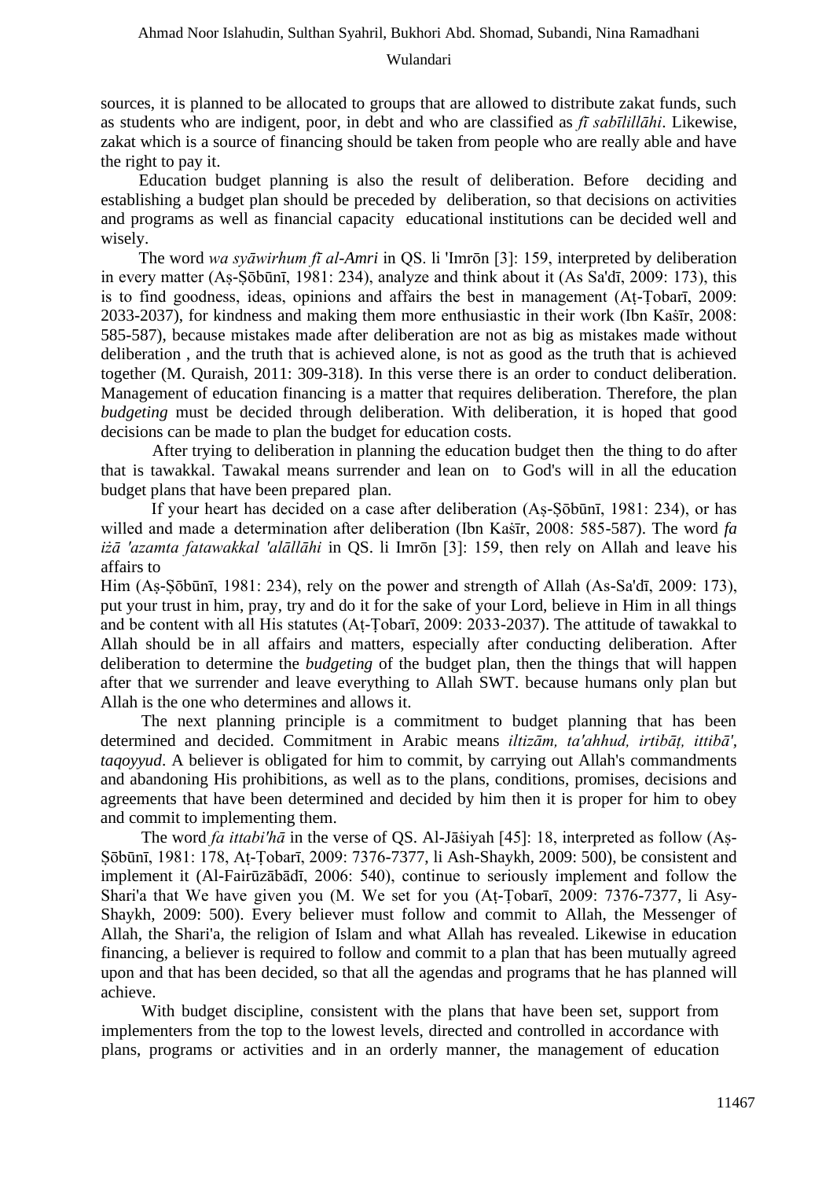sources, it is planned to be allocated to groups that are allowed to distribute zakat funds, such as students who are indigent, poor, in debt and who are classified as *fī sabīlillāhi*. Likewise, zakat which is a source of financing should be taken from people who are really able and have the right to pay it.

Education budget planning is also the result of deliberation. Before deciding and establishing a budget plan should be preceded by deliberation, so that decisions on activities and programs as well as financial capacity educational institutions can be decided well and wisely.

The word *wa syāwirhum fī al-Amri* in QS. li 'Imrōn [3]: 159, interpreted by deliberation in every matter (Aṣ-Ṣōbūnī, 1981: 234), analyze and think about it (As Sa'dī, 2009: 173), this is to find goodness, ideas, opinions and affairs the best in management (Aṭ-Ṭobarī, 2009: 2033-2037), for kindness and making them more enthusiastic in their work (Ibn Kaṡīr, 2008: 585-587), because mistakes made after deliberation are not as big as mistakes made without deliberation , and the truth that is achieved alone, is not as good as the truth that is achieved together (M. Quraish, 2011: 309-318). In this verse there is an order to conduct deliberation. Management of education financing is a matter that requires deliberation. Therefore, the plan *budgeting* must be decided through deliberation. With deliberation, it is hoped that good decisions can be made to plan the budget for education costs.

After trying to deliberation in planning the education budget then the thing to do after that is tawakkal. Tawakal means surrender and lean on to God's will in all the education budget plans that have been prepared plan.

If your heart has decided on a case after deliberation (Aṣ-Ṣōbūnī, 1981: 234), or has willed and made a determination after deliberation (Ibn Kaṡīr, 2008: 585-587). The word *fa iżā 'azamta fatawakkal 'alāllāhi* in QS. li Imrōn [3]: 159, then rely on Allah and leave his affairs to Him (Aṣ-Ṣōbūnī, 1981: 234), rely on the power and strength of Allah (As-Sa'dī, 2009: 173), put your trust in him, pray, try and do it for the sake of your Lord, believe in Him in all things and be content with all His statutes (Aṭ-Ṭobarī, 2009: 2033-2037). The attitude of tawakkal to Allah should be in all affairs and matters, especially after conducting deliberation. After deliberation to determine the *budgeting* of the budget plan, then the things that will happen after that we surrender and leave everything to Allah SWT. because humans only plan but Allah is the one who determines and allows it.

The next planning principle is a commitment to budget planning that has been determined and decided. Commitment in Arabic means *iltizām, ta'ahhud, irtibāṭ, ittibā', taqoyyud*. A believer is obligated for him to commit, by carrying out Allah's commandments and abandoning His prohibitions, as well as to the plans, conditions, promises, decisions and agreements that have been determined and decided by him then it is proper for him to obey and commit to implementing them.

The word *fa ittabi'hā* in the verse of QS. Al-Jāṡiyah [45]: 18, interpreted as follow (Aṣ-Ṣōbūnī, 1981: 178, Aṭ-Ṭobarī, 2009: 7376-7377, li Ash-Shaykh, 2009: 500), be consistent and implement it (Al-Fairūzābādī, 2006: 540), continue to seriously implement and follow the Shari'a that We have given you (M. We set for you (Aṭ-Ṭobarī, 2009: 7376-7377, li Asy-Shaykh, 2009: 500). Every believer must follow and commit to Allah, the Messenger of Allah, the Shari'a, the religion of Islam and what Allah has revealed. Likewise in education financing, a believer is required to follow and commit to a plan that has been mutually agreed upon and that has been decided, so that all the agendas and programs that he has planned will achieve.

With budget discipline, consistent with the plans that have been set, support from implementers from the top to the lowest levels, directed and controlled in accordance with plans, programs or activities and in an orderly manner, the management of education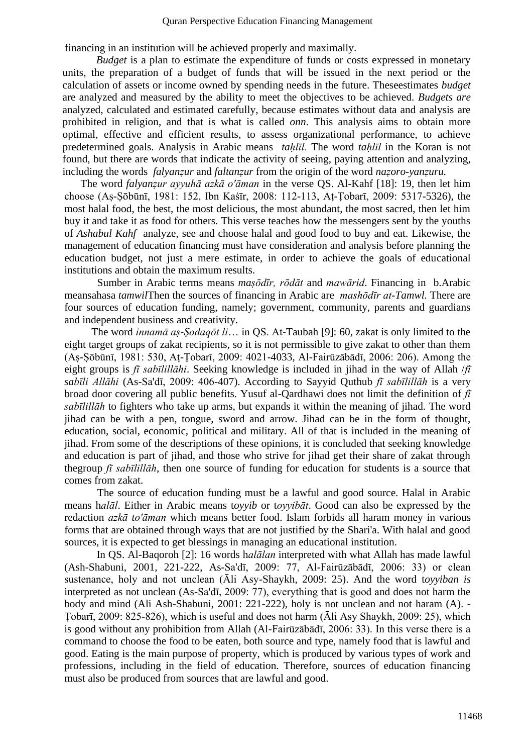financing in an institution will be achieved properly and maximally.

*Budget* is a plan to estimate the expenditure of funds or costs expressed in monetary units, the preparation of a budget of funds that will be issued in the next period or the calculation of assets or income owned by spending needs in the future. Theseestimates *budget* are analyzed and measured by the ability to meet the objectives to be achieved. *Budgets are* analyzed, calculated and estimated carefully, because estimates without data and analysis are prohibited in religion, and that is what is called *onn*. This analysis aims to obtain more optimal, effective and efficient results, to assess organizational performance, to achieve predetermined goals. Analysis in Arabic means *taḥlīl.* The word *taḥlīl* in the Koran is not found, but there are words that indicate the activity of seeing, paying attention and analyzing, including the words *falyanẓur* and *faltanẓur* from the origin of the word *naẓoro-yanẓuru.*

The word *falyanẓur ayyuhā azkā o'āman* in the verse QS. Al-Kahf [18]: 19, then let him choose (Aṣ-Ṣōbūnī, 1981: 152, Ibn Kaśīr, 2008: 112-113, Aṭ-Ṭobarī, 2009: 5317-5326), the most halal food, the best, the most delicious, the most abundant, the most sacred, then let him buy it and take it as food for others. This verse teaches how the messengers sent by the youths of *Ashabul Kahf* analyze, see and choose halal and good food to buy and eat. Likewise, the management of education financing must have consideration and analysis before planning the education budget, not just a mere estimate, in order to achieve the goals of educational institutions and obtain the maximum results.

Sumber in Arabic terms means *maṣōdīr, rōdāt* and *mawārid*. Financing in b.Arabic meansahasa *tamwil*Then the sources of financing in Arabic are *mashōdīr at-Tamwl.* There are four sources of education funding, namely; government, community, parents and guardians and independent business and creativity.

The word *innamā aṣ-Ṣodaqōt li*… in QS. At-Taubah [9]: 60, zakat is only limited to the eight target groups of zakat recipients, so it is not permissible to give zakat to other than them (Aṣ-Ṣōbūnī, 1981: 530, Aṭ-Ṭobarī, 2009: 4021-4033, Al-Fairūzābādī, 2006: 206). Among the eight groups is *fī sabīlillāhi*. Seeking knowledge is included in jihad in the way of Allah /*fī sabīli Allāhi* (As-Sa'dī, 2009: 406-407). According to Sayyid Quthub *fī sabīlillāh* is a very broad door covering all public benefits. Yusuf al-Qardhawi does not limit the definition of *fī sabīlillāh* to fighters who take up arms, but expands it within the meaning of jihad. The word jihad can be with a pen, tongue, sword and arrow. Jihad can be in the form of thought, education, social, economic, political and military. All of that is included in the meaning of jihad. From some of the descriptions of these opinions, it is concluded that seeking knowledge and education is part of jihad, and those who strive for jihad get their share of zakat through thegroup *fī sabīlillāh*, then one source of funding for education for students is a source that comes from zakat.

The source of education funding must be a lawful and good source. Halal in Arabic means h*alāl*. Either in Arabic means t*oyyib* or t*oyyibāt*. Good can also be expressed by the redaction *azkā to'āman* which means better food. Islam forbids all haram money in various forms that are obtained through ways that are not justified by the Shari'a. With halal and good sources, it is expected to get blessings in managing an educational institution.

In QS. Al-Baqoroh [2]: 16 words h*alālan* interpreted with what Allah has made lawful (Ash-Shabuni, 2001, 221-222, As-Sa'dī, 2009: 77, Al-Fairūzābādī, 2006: 33) or clean sustenance, holy and not unclean (Āli Asy-Shaykh, 2009: 25). And the word t*oyyiban is* interpreted as not unclean (As-Sa'dī, 2009: 77), everything that is good and does not harm the body and mind (Ali Ash-Shabuni, 2001: 221-222), holy is not unclean and not haram (A). -Ṭobarī, 2009: 825-826), which is useful and does not harm (Āli Asy Shaykh, 2009: 25), which is good without any prohibition from Allah (Al-Fairūzābādī, 2006: 33). In this verse there is a command to choose the food to be eaten, both source and type, namely food that is lawful and good. Eating is the main purpose of property, which is produced by various types of work and professions, including in the field of education. Therefore, sources of education financing must also be produced from sources that are lawful and good.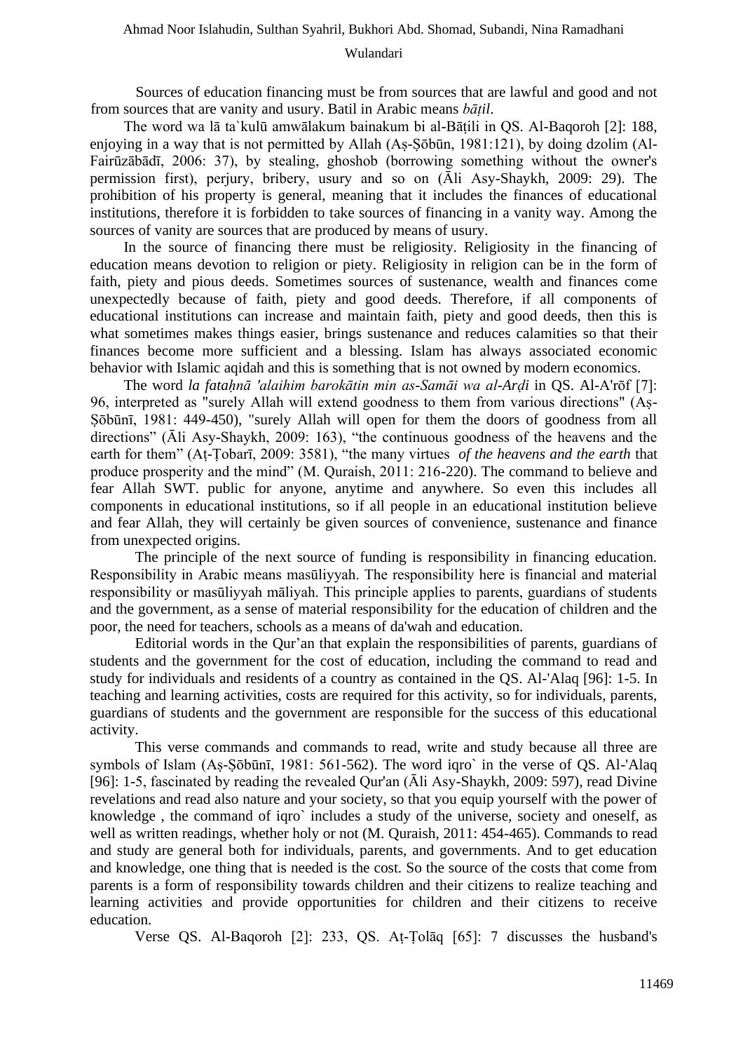Sources of education financing must be from sources that are lawful and good and not from sources that are vanity and usury. Batil in Arabic means *bāṭil*.

The word wa lā ta`kulū amwālakum bainakum bi al-Bāṭili in QS. Al-Baqoroh [2]: 188, enjoying in a way that is not permitted by Allah (Aṣ-Ṣōbūn, 1981:121), by doing dzolim (Al-Fairūzābādī, 2006: 37), by stealing, ghoshob (borrowing something without the owner's permission first), perjury, bribery, usury and so on (Āli Asy-Shaykh, 2009: 29). The prohibition of his property is general, meaning that it includes the finances of educational institutions, therefore it is forbidden to take sources of financing in a vanity way. Among the sources of vanity are sources that are produced by means of usury.

In the source of financing there must be religiosity. Religiosity in the financing of education means devotion to religion or piety. Religiosity in religion can be in the form of faith, piety and pious deeds. Sometimes sources of sustenance, wealth and finances come unexpectedly because of faith, piety and good deeds. Therefore, if all components of educational institutions can increase and maintain faith, piety and good deeds, then this is what sometimes makes things easier, brings sustenance and reduces calamities so that their finances become more sufficient and a blessing. Islam has always associated economic behavior with Islamic aqidah and this is something that is not owned by modern economics.

The word *la fataḥnā 'alaihim barokātin min as-Samāi wa al-Arḍi* in QS. Al-A'rōf [7]: 96, interpreted as "surely Allah will extend goodness to them from various directions" (Aṣ-Ṣōbūnī, 1981: 449-450), "surely Allah will open for them the doors of goodness from all directions" (Āli Asy-Shaykh, 2009: 163), "the continuous goodness of the heavens and the earth for them" (Aṭ-Ṭobarī, 2009: 3581), "the many virtues *of the heavens and the earth* that produce prosperity and the mind" (M. Quraish, 2011: 216-220). The command to believe and fear Allah SWT. public for anyone, anytime and anywhere. So even this includes all components in educational institutions, so if all people in an educational institution believe and fear Allah, they will certainly be given sources of convenience, sustenance and finance from unexpected origins.

The principle of the next source of funding is responsibility in financing education. Responsibility in Arabic means masūliyyah. The responsibility here is financial and material responsibility or masūliyyah māliyah. This principle applies to parents, guardians of students and the government, as a sense of material responsibility for the education of children and the poor, the need for teachers, schools as a means of da'wah and education.

Editorial words in the Qur'an that explain the responsibilities of parents, guardians of students and the government for the cost of education, including the command to read and study for individuals and residents of a country as contained in the QS. Al-'Alaq [96]: 1-5. In teaching and learning activities, costs are required for this activity, so for individuals, parents, guardians of students and the government are responsible for the success of this educational activity.

This verse commands and commands to read, write and study because all three are symbols of Islam (Aṣ-Ṣōbūnī, 1981: 561-562). The word iqro` in the verse of QS. Al-'Alaq [96]: 1-5, fascinated by reading the revealed Qur'an (Āli Asy-Shaykh, 2009: 597), read Divine revelations and read also nature and your society, so that you equip yourself with the power of knowledge , the command of iqro` includes a study of the universe, society and oneself, as well as written readings, whether holy or not (M. Quraish, 2011: 454-465). Commands to read and study are general both for individuals, parents, and governments. And to get education and knowledge, one thing that is needed is the cost. So the source of the costs that come from parents is a form of responsibility towards children and their citizens to realize teaching and learning activities and provide opportunities for children and their citizens to receive education.

Verse QS. Al-Baqoroh [2]: 233, QS. Aṭ-Ṭolāq [65]: 7 discusses the husband's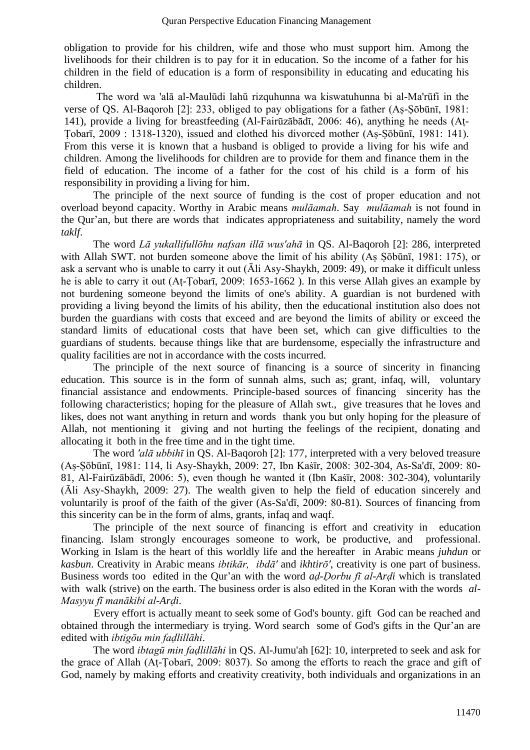obligation to provide for his children, wife and those who must support him. Among the livelihoods for their children is to pay for it in education. So the income of a father for his children in the field of education is a form of responsibility in educating and educating his children.

The word wa 'alā al-Maulūdi lahū rizquhunna wa kiswatuhunna bi al-Ma'rūfi in the verse of QS. Al-Baqoroh [2]: 233, obliged to pay obligations for a father (Aṣ-Ṣōbūnī, 1981: 141), provide a living for breastfeeding (Al-Fairūzābādī, 2006: 46), anything he needs (Aṭ-Ṭobarī, 2009 : 1318-1320), issued and clothed his divorced mother (Aṣ-Ṣōbūnī, 1981: 141). From this verse it is known that a husband is obliged to provide a living for his wife and children. Among the livelihoods for children are to provide for them and finance them in the field of education. The income of a father for the cost of his child is a form of his responsibility in providing a living for him.

The principle of the next source of funding is the cost of proper education and not overload beyond capacity. Worthy in Arabic means *mulāamah*. Say *mulāamah* is not found in the Qur'an, but there are words that indicates appropriateness and suitability, namely the word *taklf*.

The word *Lā yukallifullōhu nafsan illā wus'ahā* in QS. Al-Baqoroh [2]: 286, interpreted with Allah SWT. not burden someone above the limit of his ability (Aṣ Ṣōbūnī, 1981: 175), or ask a servant who is unable to carry it out (Āli Asy-Shaykh, 2009: 49), or make it difficult unless he is able to carry it out (Aṭ-Ṭobarī, 2009: 1653-1662 ). In this verse Allah gives an example by not burdening someone beyond the limits of one's ability. A guardian is not burdened with providing a living beyond the limits of his ability, then the educational institution also does not burden the guardians with costs that exceed and are beyond the limits of ability or exceed the standard limits of educational costs that have been set, which can give difficulties to the guardians of students. because things like that are burdensome, especially the infrastructure and quality facilities are not in accordance with the costs incurred.

The principle of the next source of financing is a source of sincerity in financing education. This source is in the form of sunnah alms, such as; grant, infaq, will, voluntary financial assistance and endowments. Principle-based sources of financing sincerity has the following characteristics; hoping for the pleasure of Allah swt., give treasures that he loves and likes, does not want anything in return and words thank you but only hoping for the pleasure of Allah, not mentioning it giving and not hurting the feelings of the recipient, donating and allocating it both in the free time and in the tight time.

The word *'alā ubbihī* in QS. Al-Baqoroh [2]: 177, interpreted with a very beloved treasure (Aṣ-Ṣōbūnī, 1981: 114, li Asy-Shaykh, 2009: 27, Ibn Kašīr, 2008: 302-304, As-Sa'dī, 2009: 80-81, Al-Fairūzābādī, 2006: 5), even though he wanted it (Ibn Kašīr, 2008: 302-304), voluntarily (Āli Asy-Shaykh, 2009: 27). The wealth given to help the field of education sincerely and voluntarily is proof of the faith of the giver (As-Sa'dī, 2009: 80-81). Sources of financing from this sincerity can be in the form of alms, grants, infaq and waqf.

The principle of the next source of financing is effort and creativity in education financing. Islam strongly encourages someone to work, be productive, and professional. Working in Islam is the heart of this worldly life and the hereafter in Arabic means *juhdun* or *kasbun*. Creativity in Arabic means *ibtikār, ibdā'* and *ikhtirō'*, creativity is one part of business. Business words too edited in the Qur'an with the word *aḍ-Ḍorbu fī al-Arḍi* which is translated with walk (strive) on the earth. The business order is also edited in the Koran with the words *al-Masyyu fī manākibi al-Arḍi*.

Every effort is actually meant to seek some of God's bounty. gift God can be reached and obtained through the intermediary is trying. Word search some of God's gifts in the Qur'an are edited with *ibtigōu min faḍlillāhi*.

The word *ibtagū min faḍlillāhi* in QS. Al-Jumu'ah [62]: 10, interpreted to seek and ask for the grace of Allah (Aṭ-Ṭobarī, 2009: 8037). So among the efforts to reach the grace and gift of God, namely by making efforts and creativity creativity, both individuals and organizations in an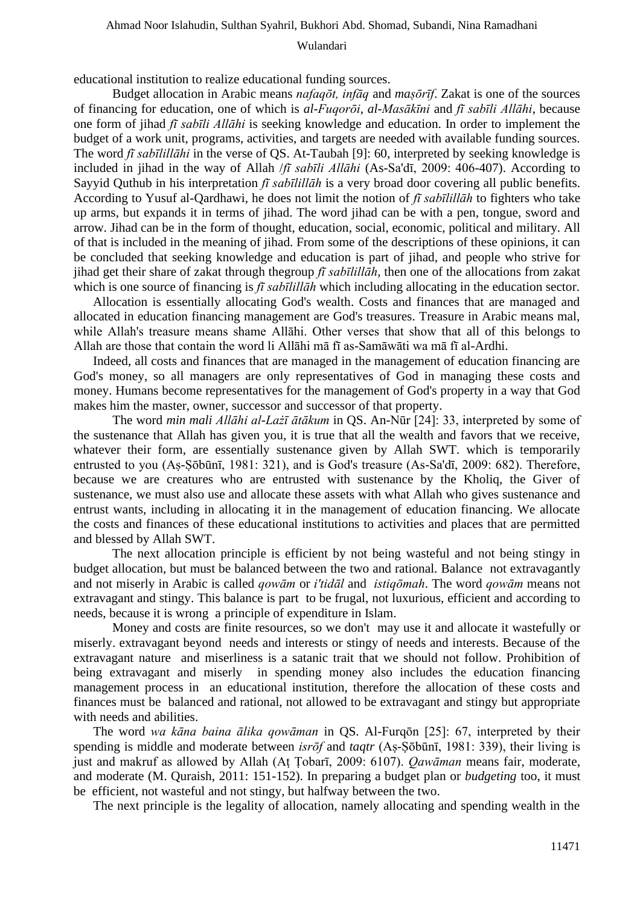educational institution to realize educational funding sources.

Budget allocation in Arabic means *nafaqōt, infāq* and *maṣōrīf*. Zakat is one of the sources of financing for education, one of which is *al-Fuqorōi*, *al-Masākīni* and *fī sabīli Allāhi*, because one form of jihad *fī sabīli Allāhi* is seeking knowledge and education. In order to implement the budget of a work unit, programs, activities, and targets are needed with available funding sources. The word *fī sabīlillāhi* in the verse of QS. At-Taubah [9]: 60, interpreted by seeking knowledge is included in jihad in the way of Allah /*fī sabīli Allāhi* (As-Sa'dī, 2009: 406-407). According to Sayyid Quthub in his interpretation *fī sabīlillāh* is a very broad door covering all public benefits. According to Yusuf al-Qardhawi, he does not limit the notion of *fī sabīlillāh* to fighters who take up arms, but expands it in terms of jihad. The word jihad can be with a pen, tongue, sword and arrow. Jihad can be in the form of thought, education, social, economic, political and military. All of that is included in the meaning of jihad. From some of the descriptions of these opinions, it can be concluded that seeking knowledge and education is part of jihad, and people who strive for jihad get their share of zakat through thegroup *fī sabīlillāh*, then one of the allocations from zakat which is one source of financing is *fī sabīlillāh* which including allocating in the education sector.

Allocation is essentially allocating God's wealth. Costs and finances that are managed and allocated in education financing management are God's treasures. Treasure in Arabic means mal, while Allah's treasure means shame Allāhi. Other verses that show that all of this belongs to Allah are those that contain the word li Allāhi mā fī as-Samāwāti wa mā fī al-Ardhi.

Indeed, all costs and finances that are managed in the management of education financing are God's money, so all managers are only representatives of God in managing these costs and money. Humans become representatives for the management of God's property in a way that God makes him the master, owner, successor and successor of that property.

The word *min mali Allāhi al-Lażī ātākum* in QS. An-Nūr [24]: 33, interpreted by some of the sustenance that Allah has given you, it is true that all the wealth and favors that we receive, whatever their form, are essentially sustenance given by Allah SWT. which is temporarily entrusted to you (Aṣ-Ṣōbūnī, 1981: 321), and is God's treasure (As-Sa'dī, 2009: 682). Therefore, because we are creatures who are entrusted with sustenance by the Kholiq, the Giver of sustenance, we must also use and allocate these assets with what Allah who gives sustenance and entrust wants, including in allocating it in the management of education financing. We allocate the costs and finances of these educational institutions to activities and places that are permitted and blessed by Allah SWT.

The next allocation principle is efficient by not being wasteful and not being stingy in budget allocation, but must be balanced between the two and rational. Balance not extravagantly and not miserly in Arabic is called *qowām* or *i'tidāl* and *istiqōmah*. The word *qowām* means not extravagant and stingy. This balance is part to be frugal, not luxurious, efficient and according to needs, because it is wrong a principle of expenditure in Islam.

Money and costs are finite resources, so we don't may use it and allocate it wastefully or miserly. extravagant beyond needs and interests or stingy of needs and interests. Because of the extravagant nature and miserliness is a satanic trait that we should not follow. Prohibition of being extravagant and miserly in spending money also includes the education financing management process in an educational institution, therefore the allocation of these costs and finances must be balanced and rational, not allowed to be extravagant and stingy but appropriate with needs and abilities.

The word *wa kāna baina ālika qowāman* in QS. Al-Furqōn [25]: 67, interpreted by their spending is middle and moderate between *isrōf* and *taqtr* (Aṣ-Ṣōbūnī, 1981: 339), their living is just and makruf as allowed by Allah (Aṭ Ṭobarī, 2009: 6107). *Qawāman* means fair, moderate, and moderate (M. Quraish, 2011: 151-152). In preparing a budget plan or *budgeting* too, it must be efficient, not wasteful and not stingy, but halfway between the two.

The next principle is the legality of allocation, namely allocating and spending wealth in the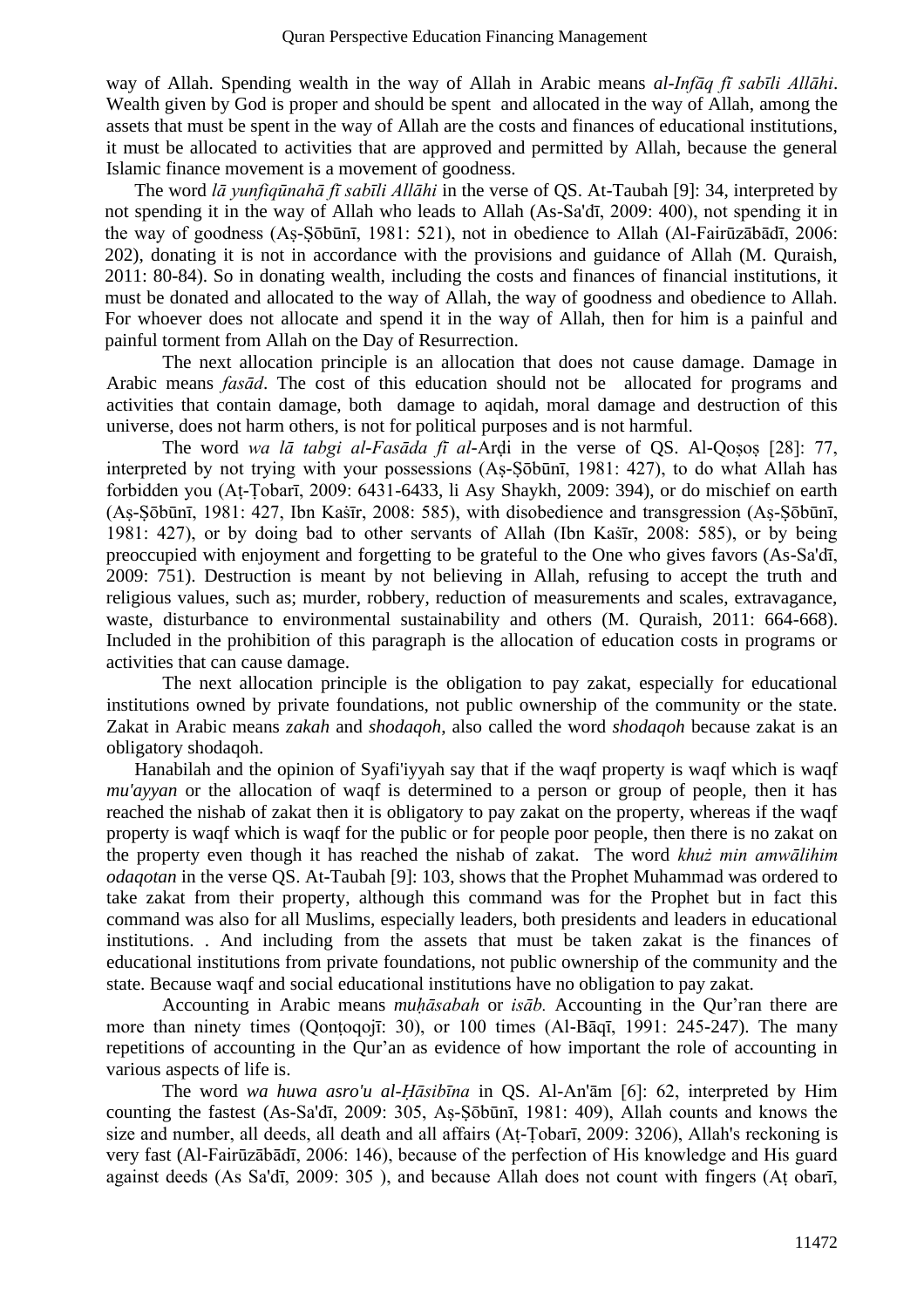way of Allah. Spending wealth in the way of Allah in Arabic means *al-Infāq fī sabīli Allāhi*. Wealth given by God is proper and should be spent and allocated in the way of Allah, among the assets that must be spent in the way of Allah are the costs and finances of educational institutions, it must be allocated to activities that are approved and permitted by Allah, because the general Islamic finance movement is a movement of goodness.

The word *lā yunfiqūnahā fī sabīli Allāhi* in the verse of QS. At-Taubah [9]: 34, interpreted by not spending it in the way of Allah who leads to Allah (As-Sa'dī, 2009: 400), not spending it in the way of goodness (Aṣ-Ṣōbūnī, 1981: 521), not in obedience to Allah (Al-Fairūzābādī, 2006: 202), donating it is not in accordance with the provisions and guidance of Allah (M. Quraish, 2011: 80-84). So in donating wealth, including the costs and finances of financial institutions, it must be donated and allocated to the way of Allah, the way of goodness and obedience to Allah. For whoever does not allocate and spend it in the way of Allah, then for him is a painful and painful torment from Allah on the Day of Resurrection.

The next allocation principle is an allocation that does not cause damage. Damage in Arabic means *fasād*. The cost of this education should not be allocated for programs and activities that contain damage, both damage to aqidah, moral damage and destruction of this universe, does not harm others, is not for political purposes and is not harmful.

The word *wa lā tabgi al-Fasāda fī al-*Arḍi in the verse of QS. Al-Qoṣoṣ [28]: 77, interpreted by not trying with your possessions (Aṣ-Ṣōbūnī, 1981: 427), to do what Allah has forbidden you (Aṭ-Ṭobarī, 2009: 6431-6433, li Asy Shaykh, 2009: 394), or do mischief on earth (Aṣ-Ṣōbūnī, 1981: 427, Ibn Kaṡīr, 2008: 585), with disobedience and transgression (Aṣ-Ṣōbūnī, 1981: 427), or by doing bad to other servants of Allah (Ibn Kaṡīr, 2008: 585), or by being preoccupied with enjoyment and forgetting to be grateful to the One who gives favors (As-Sa'dī, 2009: 751). Destruction is meant by not believing in Allah, refusing to accept the truth and religious values, such as; murder, robbery, reduction of measurements and scales, extravagance, waste, disturbance to environmental sustainability and others (M. Quraish, 2011: 664-668). Included in the prohibition of this paragraph is the allocation of education costs in programs or activities that can cause damage.

The next allocation principle is the obligation to pay zakat, especially for educational institutions owned by private foundations, not public ownership of the community or the state. Zakat in Arabic means *zakah* and *shodaqoh*, also called the word *shodaqoh* because zakat is an obligatory shodaqoh.

Hanabilah and the opinion of Syafi'iyyah say that if the waqf property is waqf which is waqf *mu'ayyan* or the allocation of waqf is determined to a person or group of people, then it has reached the nishab of zakat then it is obligatory to pay zakat on the property, whereas if the waqf property is waqf which is waqf for the public or for people poor people, then there is no zakat on the property even though it has reached the nishab of zakat. The word *khuż min amwālihim odaqotan* in the verse QS. At-Taubah [9]: 103, shows that the Prophet Muhammad was ordered to take zakat from their property, although this command was for the Prophet but in fact this command was also for all Muslims, especially leaders, both presidents and leaders in educational institutions. . And including from the assets that must be taken zakat is the finances of educational institutions from private foundations, not public ownership of the community and the state. Because waqf and social educational institutions have no obligation to pay zakat.

Accounting in Arabic means *muḥāsabah* or *isāb.* Accounting in the Qur'ran there are more than ninety times (Qonṭoqojī: 30), or 100 times (Al-Bāqī, 1991: 245-247). The many repetitions of accounting in the Qur'an as evidence of how important the role of accounting in various aspects of life is.

The word *wa huwa asro'u al-Ḥāsibīna* in QS. Al-An'ām [6]: 62, interpreted by Him counting the fastest (As-Sa'dī, 2009: 305, Aṣ-Ṣōbūnī, 1981: 409), Allah counts and knows the size and number, all deeds, all death and all affairs (Aṭ-Ṭobarī, 2009: 3206), Allah's reckoning is very fast (Al-Fairūzābādī, 2006: 146), because of the perfection of His knowledge and His guard against deeds (As Sa'dī, 2009: 305 ), and because Allah does not count with fingers (Aṭ obarī,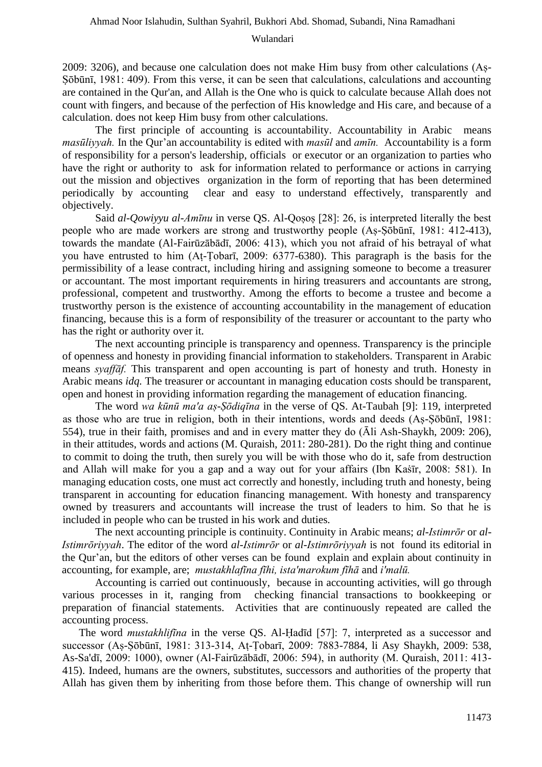2009: 3206), and because one calculation does not make Him busy from other calculations (Aṣ-Ṣōbūnī, 1981: 409). From this verse, it can be seen that calculations, calculations and accounting are contained in the Qur'an, and Allah is the One who is quick to calculate because Allah does not count with fingers, and because of the perfection of His knowledge and His care, and because of a calculation. does not keep Him busy from other calculations.

The first principle of accounting is accountability. Accountability in Arabic means *masūliyyah.* In the Qur'an accountability is edited with *masūl* and *amīn.* Accountability is a form of responsibility for a person's leadership, officials or executor or an organization to parties who have the right or authority to ask for information related to performance or actions in carrying out the mission and objectives organization in the form of reporting that has been determined periodically by accounting clear and easy to understand effectively, transparently and objectively.

Said *al-Qowiyyu al-Amīnu* in verse QS. Al-Qoṣoṣ [28]: 26, is interpreted literally the best people who are made workers are strong and trustworthy people (Aṣ-Ṣōbūnī, 1981: 412-413), towards the mandate (Al-Fairūzābādī, 2006: 413), which you not afraid of his betrayal of what you have entrusted to him (Aṭ-Ṭobarī, 2009: 6377-6380). This paragraph is the basis for the permissibility of a lease contract, including hiring and assigning someone to become a treasurer or accountant. The most important requirements in hiring treasurers and accountants are strong, professional, competent and trustworthy. Among the efforts to become a trustee and become a trustworthy person is the existence of accounting accountability in the management of education financing, because this is a form of responsibility of the treasurer or accountant to the party who has the right or authority over it.

The next accounting principle is transparency and openness. Transparency is the principle of openness and honesty in providing financial information to stakeholders. Transparent in Arabic means *syaffāf.* This transparent and open accounting is part of honesty and truth. Honesty in Arabic means *idq*. The treasurer or accountant in managing education costs should be transparent, open and honest in providing information regarding the management of education financing.

The word *wa kūnū ma'a aṣ-Ṣōdiqīna* in the verse of QS. At-Taubah [9]: 119, interpreted as those who are true in religion, both in their intentions, words and deeds (Aṣ-Ṣōbūnī, 1981: 554), true in their faith, promises and and in every matter they do (Āli Ash-Shaykh, 2009: 206), in their attitudes, words and actions (M. Quraish, 2011: 280-281). Do the right thing and continue to commit to doing the truth, then surely you will be with those who do it, safe from destruction and Allah will make for you a gap and a way out for your affairs (Ibn Kaṡīr, 2008: 581). In managing education costs, one must act correctly and honestly, including truth and honesty, being transparent in accounting for education financing management. With honesty and transparency owned by treasurers and accountants will increase the trust of leaders to him. So that he is included in people who can be trusted in his work and duties.

The next accounting principle is continuity. Continuity in Arabic means; *al-Istimrōr* or *al-Istimrōriyyah*. The editor of the word *al-Istimrōr* or *al-Istimrōriyyah* is not found its editorial in the Qur'an, but the editors of other verses can be found explain and explain about continuity in accounting, for example, are; *mustakhlafīna fīhi, ista'marokum fīhā* and *i'malū.*

Accounting is carried out continuously, because in accounting activities, will go through various processes in it, ranging from checking financial transactions to bookkeeping or preparation of financial statements. Activities that are continuously repeated are called the accounting process.

The word *mustakhlifīna* in the verse QS. Al-Ḥadīd [57]: 7, interpreted as a successor and successor (Aṣ-Ṣōbūnī, 1981: 313-314, Aṭ-Ṭobarī, 2009: 7883-7884, li Asy Shaykh, 2009: 538, As-Sa'dī, 2009: 1000), owner (Al-Fairūzābādī, 2006: 594), in authority (M. Quraish, 2011: 413-415). Indeed, humans are the owners, substitutes, successors and authorities of the property that Allah has given them by inheriting from those before them. This change of ownership will run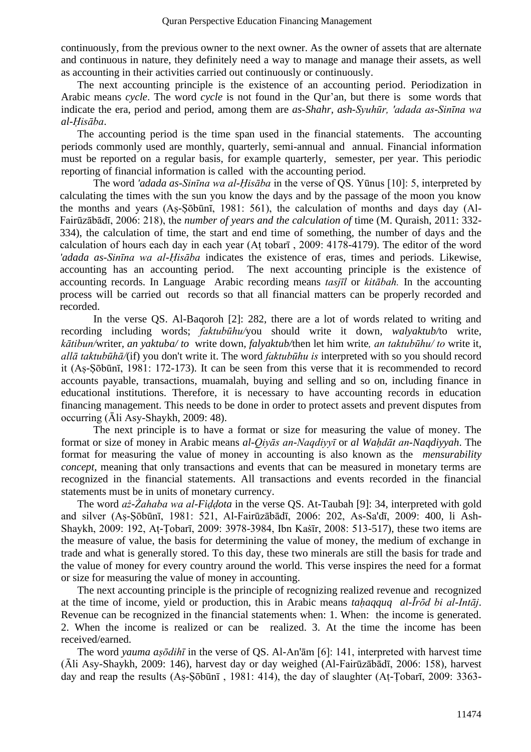continuously, from the previous owner to the next owner. As the owner of assets that are alternate and continuous in nature, they definitely need a way to manage and manage their assets, as well as accounting in their activities carried out continuously or continuously.

The next accounting principle is the existence of an accounting period. Periodization in Arabic means *cycle*. The word *cycle* is not found in the Qur'an, but there is some words that indicate the era, period and period, among them are *as-Shahr, ash-Syuhūr, 'adada as-Sinīna wa al-Ḥisāba*.

The accounting period is the time span used in the financial statements. The accounting periods commonly used are monthly, quarterly, semi-annual and annual. Financial information must be reported on a regular basis, for example quarterly, semester, per year. This periodic reporting of financial information is called with the accounting period.

The word *'adada as-Sinīna wa al-Ḥisāba* in the verse of QS. Yūnus [10]: 5, interpreted by calculating the times with the sun you know the days and by the passage of the moon you know the months and years (Aṣ-Ṣōbūnī, 1981: 561), the calculation of months and days day (Al-Fairūzābādī, 2006: 218), the *number of years and the calculation of* time (M. Quraish, 2011: 332-334), the calculation of time, the start and end time of something, the number of days and the calculation of hours each day in each year (Aṭ tobarī , 2009: 4178-4179). The editor of the word *'adada as-Sinīna wa al-Ḥisāba* indicates the existence of eras, times and periods. Likewise, accounting has an accounting period. The next accounting principle is the existence of accounting records. In Language Arabic recording means *tasjīl* or *kitābah.* In the accounting process will be carried out records so that all financial matters can be properly recorded and recorded.

In the verse QS. Al-Baqoroh [2]: 282, there are a lot of words related to writing and recording including words; *faktubūhu/*you should write it down, *walyaktub/*to write, *kātibun/*writer, *an yaktuba/ to* write down, *falyaktub/*then let him write*, an taktubūhu/ to* write it, *allā taktubūhā/*(if) you don't write it. The word *faktubūhu is* interpreted with so you should record it (Aṣ-Ṣōbūnī, 1981: 172-173). It can be seen from this verse that it is recommended to record accounts payable, transactions, muamalah, buying and selling and so on, including finance in educational institutions. Therefore, it is necessary to have accounting records in education financing management. This needs to be done in order to protect assets and prevent disputes from occurring (Āli Asy-Shaykh, 2009: 48).

The next principle is to have a format or size for measuring the value of money. The format or size of money in Arabic means *al-Qiyās an-Naqdiyyī* or *al Waḥdāt an-Naqdiyyah*. The format for measuring the value of money in accounting is also known as the *mensurability concept*, meaning that only transactions and events that can be measured in monetary terms are recognized in the financial statements. All transactions and events recorded in the financial statements must be in units of monetary currency.

The word *aż-Żahaba wa al-Fiḍḍota* in the verse QS. At-Taubah [9]: 34, interpreted with gold and silver (Aṣ-Ṣōbūnī, 1981: 521, Al-Fairūzābādī, 2006: 202, As-Sa'dī, 2009: 400, li Ash-Shaykh, 2009: 192, Aṭ-Ṭobarī, 2009: 3978-3984, Ibn Kaṡīr, 2008: 513-517), these two items are the measure of value, the basis for determining the value of money, the medium of exchange in trade and what is generally stored. To this day, these two minerals are still the basis for trade and the value of money for every country around the world. This verse inspires the need for a format or size for measuring the value of money in accounting.

The next accounting principle is the principle of recognizing realized revenue and recognized at the time of income, yield or production, this in Arabic means *taḥaqquq al-Īrōd bi al-Intāj*. Revenue can be recognized in the financial statements when: 1. When: the income is generated. 2. When the income is realized or can be realized. 3. At the time the income has been received/earned.

The word *yauma aṣōdihī* in the verse of QS. Al-An'ām [6]: 141, interpreted with harvest time (Āli Asy-Shaykh, 2009: 146), harvest day or day weighed (Al-Fairūzābādī, 2006: 158), harvest day and reap the results (Aṣ-Ṣōbūnī , 1981: 414), the day of slaughter (Aṭ-Ṭobarī, 2009: 3363-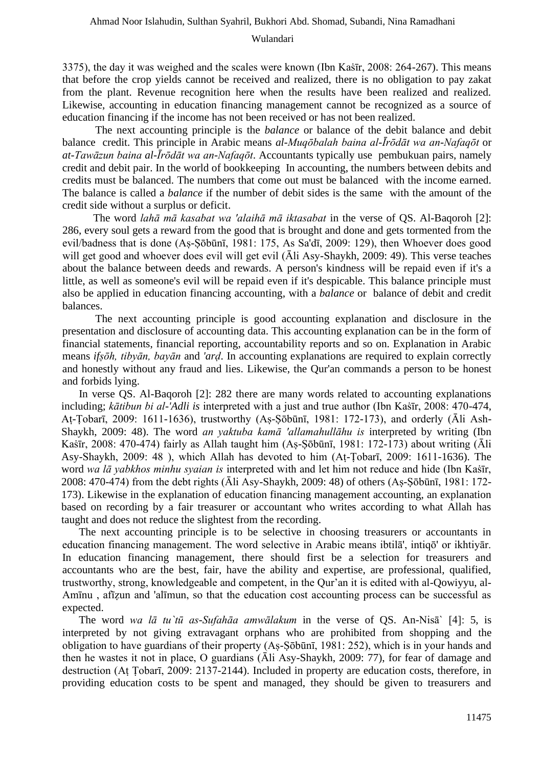3375), the day it was weighed and the scales were known (Ibn Kaṡīr, 2008: 264-267). This means that before the crop yields cannot be received and realized, there is no obligation to pay zakat from the plant. Revenue recognition here when the results have been realized and realized. Likewise, accounting in education financing management cannot be recognized as a source of education financing if the income has not been received or has not been realized.

The next accounting principle is the *balance* or balance of the debit balance and debit balance credit. This principle in Arabic means *al-Muqōbalah baina al-Īrōdāt wa an-Nafaqōt* or *at-Tawāzun baina al-Īrōdāt wa an-Nafaqōt*. Accountants typically use pembukuan pairs, namely credit and debit pair. In the world of bookkeeping In accounting, the numbers between debits and credits must be balanced. The numbers that come out must be balanced with the income earned. The balance is called a *balance* if the number of debit sides is the same with the amount of the credit side without a surplus or deficit.

The word *lahā mā kasabat wa 'alaihā mā iktasabat* in the verse of QS. Al-Baqoroh [2]: 286, every soul gets a reward from the good that is brought and done and gets tormented from the evil/badness that is done (Aṣ-Ṣōbūnī, 1981: 175, As Sa'dī, 2009: 129), then Whoever does good will get good and whoever does evil will get evil (Āli Asy-Shaykh, 2009: 49). This verse teaches about the balance between deeds and rewards. A person's kindness will be repaid even if it's a little, as well as someone's evil will be repaid even if it's despicable. This balance principle must also be applied in education financing accounting, with a *balance* or balance of debit and credit balances.

The next accounting principle is good accounting explanation and disclosure in the presentation and disclosure of accounting data. This accounting explanation can be in the form of financial statements, financial reporting, accountability reports and so on. Explanation in Arabic means *ifṣōh, tibyān, bayān* and *'arḍ*. In accounting explanations are required to explain correctly and honestly without any fraud and lies. Likewise, the Qur'an commands a person to be honest and forbids lying.

In verse QS. Al-Baqoroh [2]: 282 there are many words related to accounting explanations including; *kātibun bi al-'Adli is* interpreted with a just and true author (Ibn Kaṡīr, 2008: 470-474, Aṭ-Ṭobarī, 2009: 1611-1636), trustworthy (Aṣ-Ṣōbūnī, 1981: 172-173), and orderly (Āli Ash-Shaykh, 2009: 48). The word *an yaktuba kamā 'allamahullāhu is* interpreted by writing (Ibn Kaṡīr, 2008: 470-474) fairly as Allah taught him (Aṣ-Ṣōbūnī, 1981: 172-173) about writing (Āli Asy-Shaykh, 2009: 48 ), which Allah has devoted to him (Aṭ-Ṭobarī, 2009: 1611-1636). The word *wa lā yabkhos minhu syaian is* interpreted with and let him not reduce and hide (Ibn Kaṡīr, 2008: 470-474) from the debt rights (Āli Asy-Shaykh, 2009: 48) of others (Aṣ-Ṣōbūnī, 1981: 172-173). Likewise in the explanation of education financing management accounting, an explanation based on recording by a fair treasurer or accountant who writes according to what Allah has taught and does not reduce the slightest from the recording.

The next accounting principle is to be selective in choosing treasurers or accountants in education financing management. The word selective in Arabic means ibtilā', intiqō' or ikhtiyār. In education financing management, there should first be a selection for treasurers and accountants who are the best, fair, have the ability and expertise, are professional, qualified, trustworthy, strong, knowledgeable and competent, in the Qur'an it is edited with al-Qowiyyu, al-Amīnu , afīẓun and 'alīmun, so that the education cost accounting process can be successful as expected.

The word *wa lā tu`tū as-Sufahāa amwālakum* in the verse of QS. An-Nisā` [4]: 5, is interpreted by not giving extravagant orphans who are prohibited from shopping and the obligation to have guardians of their property (Aṣ-Ṣōbūnī, 1981: 252), which is in your hands and then he wastes it not in place, O guardians (Āli Asy-Shaykh, 2009: 77), for fear of damage and destruction (Aṭ Ṭobarī, 2009: 2137-2144). Included in property are education costs, therefore, in providing education costs to be spent and managed, they should be given to treasurers and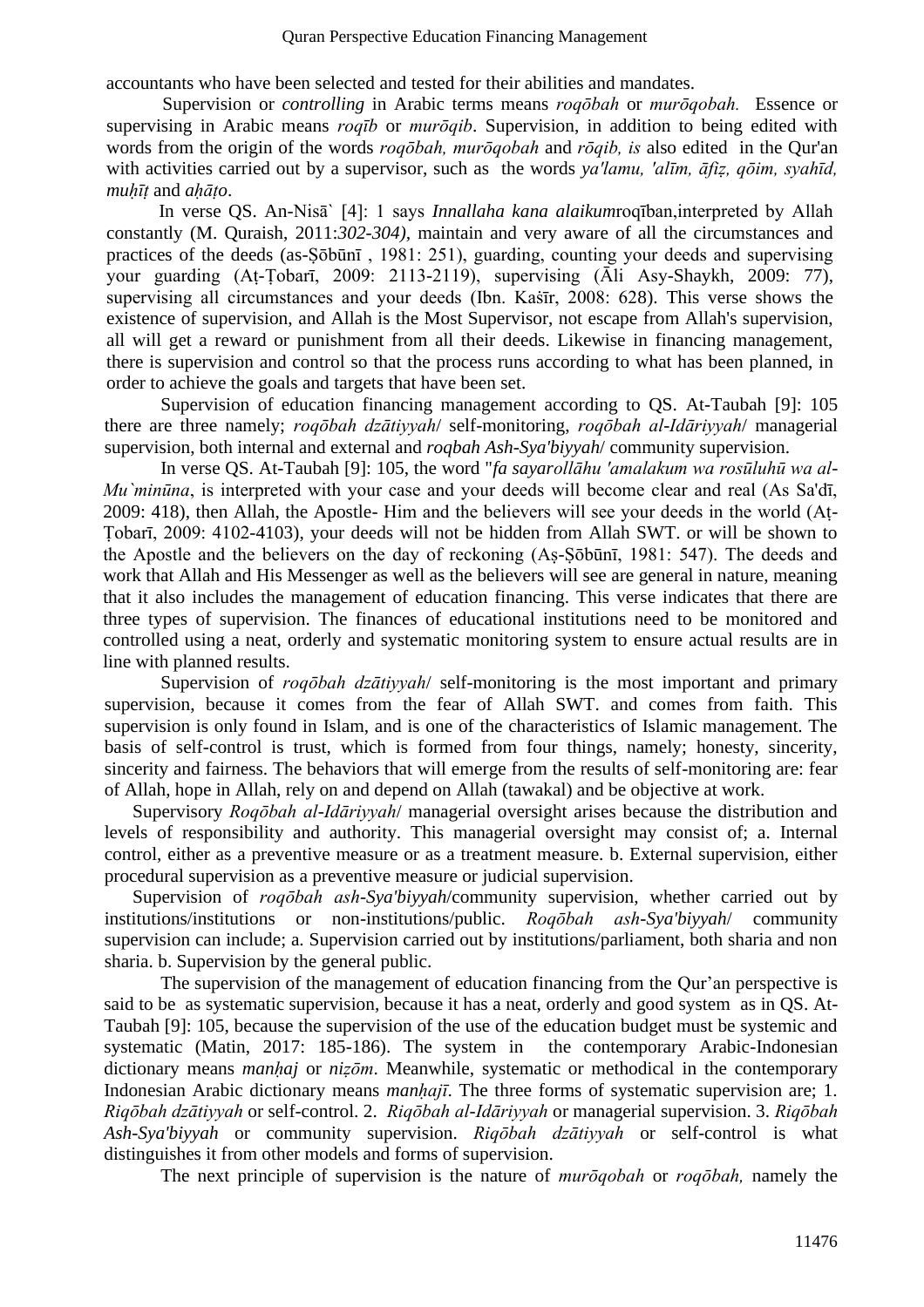accountants who have been selected and tested for their abilities and mandates.

Supervision or *controlling* in Arabic terms means *roqōbah* or *murōqobah.* Essence or supervising in Arabic means *roqīb* or *murōqib*. Supervision, in addition to being edited with words from the origin of the words *roqōbah, murōqobah* and *rōqib, is* also edited in the Qur'an with activities carried out by a supervisor, such as the words *ya'lamu, 'alīm, āfiẓ, qōim, syahīd, muḥīṭ* and *aḥāṭo*.

In verse QS. An-Nisā` [4]: 1 says *Innallaha kana alaikum*roqīban,interpreted by Allah constantly (M. Quraish, 2011:*302-304)*, maintain and very aware of all the circumstances and practices of the deeds (as-Ṣōbūnī , 1981: 251), guarding, counting your deeds and supervising your guarding (Aṭ-Ṭobarī, 2009: 2113-2119), supervising (Āli Asy-Shaykh, 2009: 77), supervising all circumstances and your deeds (Ibn. Kašīr, 2008: 628). This verse shows the existence of supervision, and Allah is the Most Supervisor, not escape from Allah's supervision, all will get a reward or punishment from all their deeds. Likewise in financing management, there is supervision and control so that the process runs according to what has been planned, in order to achieve the goals and targets that have been set.

Supervision of education financing management according to QS. At-Taubah [9]: 105 there are three namely; *roqōbah dzātiyyah*/ self-monitoring, *roqōbah al-Idāriyyah*/ managerial supervision, both internal and external and *roqbah Ash-Sya'biyyah*/ community supervision.

In verse QS. At-Taubah [9]: 105, the word "*fa sayarollāhu 'amalakum wa rosūluhū wa al-Mu`minūna*, is interpreted with your case and your deeds will become clear and real (As Sa'dī, 2009: 418), then Allah, the Apostle- Him and the believers will see your deeds in the world (Aṭ-Ṭobarī, 2009: 4102-4103), your deeds will not be hidden from Allah SWT. or will be shown to the Apostle and the believers on the day of reckoning (Aṣ-Ṣōbūnī, 1981: 547). The deeds and work that Allah and His Messenger as well as the believers will see are general in nature, meaning that it also includes the management of education financing. This verse indicates that there are three types of supervision. The finances of educational institutions need to be monitored and controlled using a neat, orderly and systematic monitoring system to ensure actual results are in line with planned results.

Supervision of *roqōbah dzātiyyah*/ self-monitoring is the most important and primary supervision, because it comes from the fear of Allah SWT. and comes from faith. This supervision is only found in Islam, and is one of the characteristics of Islamic management. The basis of self-control is trust, which is formed from four things, namely; honesty, sincerity, sincerity and fairness. The behaviors that will emerge from the results of self-monitoring are: fear of Allah, hope in Allah, rely on and depend on Allah (tawakal) and be objective at work.

Supervisory *Roqōbah al-Idāriyyah*/ managerial oversight arises because the distribution and levels of responsibility and authority. This managerial oversight may consist of; a. Internal control, either as a preventive measure or as a treatment measure. b. External supervision, either procedural supervision as a preventive measure or judicial supervision.

Supervision of *roqōbah ash-Sya'biyyah*/community supervision, whether carried out by institutions/institutions or non-institutions/public. *Roqōbah ash-Sya'biyyah*/ community supervision can include; a. Supervision carried out by institutions/parliament, both sharia and non sharia. b. Supervision by the general public.

The supervision of the management of education financing from the Qur'an perspective is said to be as systematic supervision, because it has a neat, orderly and good system as in QS. At-Taubah [9]: 105, because the supervision of the use of the education budget must be systemic and systematic (Matin, 2017: 185-186). The system in the contemporary Arabic-Indonesian dictionary means *manḥaj* or *niẓōm*. Meanwhile, systematic or methodical in the contemporary Indonesian Arabic dictionary means *manḥajī*. The three forms of systematic supervision are; 1. *Riqōbah dzātiyyah* or self-control. 2. *Riqōbah al-Idāriyyah* or managerial supervision. 3. *Riqōbah Ash-Sya'biyyah* or community supervision. *Riqōbah dzātiyyah* or self-control is what distinguishes it from other models and forms of supervision.

The next principle of supervision is the nature of *murōqobah* or *roqōbah,* namely the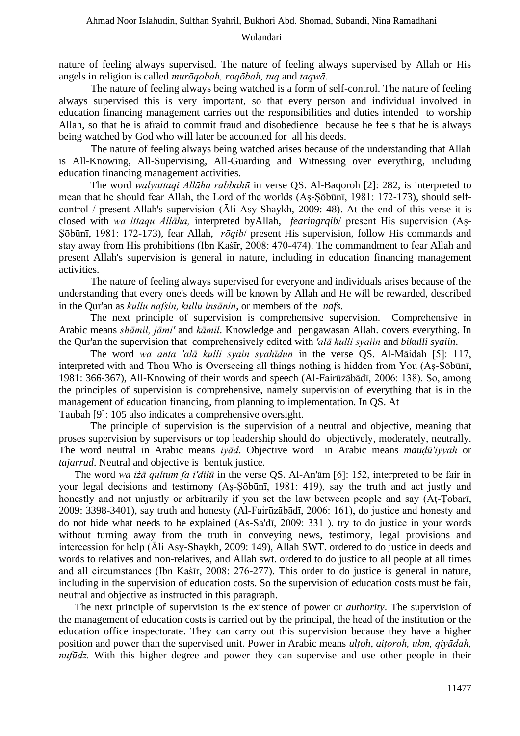nature of feeling always supervised. The nature of feeling always supervised by Allah or His angels in religion is called *murōqobah, roqōbah, tuq* and *taqwā*.

The nature of feeling always being watched is a form of self-control. The nature of feeling always supervised this is very important, so that every person and individual involved in education financing management carries out the responsibilities and duties intended to worship Allah, so that he is afraid to commit fraud and disobedience because he feels that he is always being watched by God who will later be accounted for all his deeds.

The nature of feeling always being watched arises because of the understanding that Allah is All-Knowing, All-Supervising, All-Guarding and Witnessing over everything, including education financing management activities.

The word *walyattaqi Allāha rabbahū* in verse QS. Al-Baqoroh [2]: 282, is interpreted to mean that he should fear Allah, the Lord of the worlds (Aṣ-Ṣōbūnī, 1981: 172-173), should self-control / present Allah's supervision (Āli Asy-Shaykh, 2009: 48). At the end of this verse it is closed with *wa ittaqu Allāha,* interpreted byAllah, *fearingrqib*/ present His supervision (Aṣ-Ṣōbūnī, 1981: 172-173), fear Allah, *rōqib*/ present His supervision, follow His commands and stay away from His prohibitions (Ibn Kaṡīr, 2008: 470-474). The commandment to fear Allah and present Allah's supervision is general in nature, including in education financing management activities.

The nature of feeling always supervised for everyone and individuals arises because of the understanding that every one's deeds will be known by Allah and He will be rewarded, described in the Qur'an as *kullu nafsin, kullu insānin*, or members of the *nafs*.

The next principle of supervision is comprehensive supervision. Comprehensive in Arabic means *shāmil, jāmi'* and *kāmil*. Knowledge and pengawasan Allah. covers everything. In the Qur'an the supervision that comprehensively edited with *'alā kulli syaiin* and *bikulli syaiin*.

The word *wa anta 'alā kulli syain syahīdun* in the verse QS. Al-Māidah [5]: 117, interpreted with and Thou Who is Overseeing all things nothing is hidden from You (Aṣ-Ṣōbūnī, 1981: 366-367), All-Knowing of their words and speech (Al-Fairūzābādī, 2006: 138). So, among the principles of supervision is comprehensive, namely supervision of everything that is in the management of education financing, from planning to implementation. In QS. At Taubah [9]: 105 also indicates a comprehensive oversight.

The principle of supervision is the supervision of a neutral and objective, meaning that proses supervision by supervisors or top leadership should do objectively, moderately, neutrally. The word neutral in Arabic means *iyād*. Objective word in Arabic means *mauḍū'iyyah* or *tajarrud*. Neutral and objective is bentuk justice.

The word *wa iżā qultum fa i'dilū* in the verse QS. Al-An'ām [6]: 152, interpreted to be fair in your legal decisions and testimony (Aṣ-Ṣōbūnī, 1981: 419), say the truth and act justly and honestly and not unjustly or arbitrarily if you set the law between people and say (Aṭ-Ṭobarī, 2009: 3398-3401), say truth and honesty (Al-Fairūzābādī, 2006: 161), do justice and honesty and do not hide what needs to be explained (As-Sa'dī, 2009: 331 ), try to do justice in your words without turning away from the truth in conveying news, testimony, legal provisions and intercession for help (Āli Asy-Shaykh, 2009: 149), Allah SWT. ordered to do justice in deeds and words to relatives and non-relatives, and Allah swt. ordered to do justice to all people at all times and all circumstances (Ibn Kaṡīr, 2008: 276-277). This order to do justice is general in nature, including in the supervision of education costs. So the supervision of education costs must be fair, neutral and objective as instructed in this paragraph.

The next principle of supervision is the existence of power or *authority*. The supervision of the management of education costs is carried out by the principal, the head of the institution or the education office inspectorate. They can carry out this supervision because they have a higher position and power than the supervised unit. Power in Arabic means *ulṭoh*, *aiṭoroh, ukm, qiyādah, nufūdz.* With this higher degree and power they can supervise and use other people in their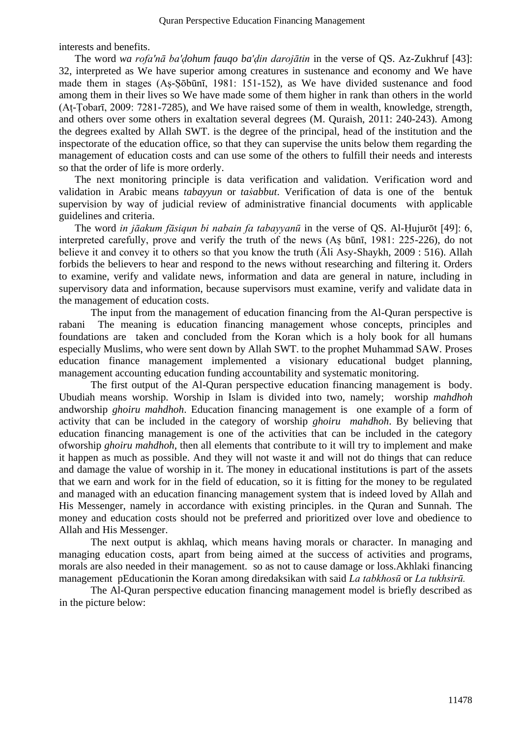interests and benefits.

The word *wa rofa'nā ba'ḍohum fauqo ba'ḍin darojātin* in the verse of QS. Az-Zukhruf [43]: 32, interpreted as We have superior among creatures in sustenance and economy and We have made them in stages (Aṣ-Ṣōbūnī, 1981: 151-152), as We have divided sustenance and food among them in their lives so We have made some of them higher in rank than others in the world (Aṭ-Ṭobarī, 2009: 7281-7285), and We have raised some of them in wealth, knowledge, strength, and others over some others in exaltation several degrees (M. Quraish, 2011: 240-243). Among the degrees exalted by Allah SWT. is the degree of the principal, head of the institution and the inspectorate of the education office, so that they can supervise the units below them regarding the management of education costs and can use some of the others to fulfill their needs and interests so that the order of life is more orderly.

The next monitoring principle is data verification and validation. Verification word and validation in Arabic means *tabayyun* or *taṡabbut*. Verification of data is one of the bentuk supervision by way of judicial review of administrative financial documents with applicable guidelines and criteria.

The word *in jāakum fāsiqun bi nabain fa tabayyanū* in the verse of QS. Al-Ḥujurōt [49]: 6, interpreted carefully, prove and verify the truth of the news (Aṣ būnī, 1981: 225-226), do not believe it and convey it to others so that you know the truth (Āli Asy-Shaykh, 2009 : 516). Allah forbids the believers to hear and respond to the news without researching and filtering it. Orders to examine, verify and validate news, information and data are general in nature, including in supervisory data and information, because supervisors must examine, verify and validate data in the management of education costs.

The input from the management of education financing from the Al-Quran perspective is rabani The meaning is education financing management whose concepts, principles and foundations are taken and concluded from the Koran which is a holy book for all humans especially Muslims, who were sent down by Allah SWT. to the prophet Muhammad SAW. Proses education finance management implemented a visionary educational budget planning, management accounting education funding accountability and systematic monitoring.

The first output of the Al-Quran perspective education financing management is body. Ubudiah means worship. Worship in Islam is divided into two, namely; worship *mahdhoh* andworship *ghoiru mahdhoh*. Education financing management is one example of a form of activity that can be included in the category of worship *ghoiru mahdhoh*. By believing that education financing management is one of the activities that can be included in the category ofworship *ghoiru mahdhoh*, then all elements that contribute to it will try to implement and make it happen as much as possible. And they will not waste it and will not do things that can reduce and damage the value of worship in it. The money in educational institutions is part of the assets that we earn and work for in the field of education, so it is fitting for the money to be regulated and managed with an education financing management system that is indeed loved by Allah and His Messenger, namely in accordance with existing principles. in the Quran and Sunnah. The money and education costs should not be preferred and prioritized over love and obedience to Allah and His Messenger.

The next output is akhlaq, which means having morals or character. In managing and managing education costs, apart from being aimed at the success of activities and programs, morals are also needed in their management. so as not to cause damage or loss.Akhlaki financing management pEducationin the Koran among diredaksikan with said *La tabkhosū* or *La tukhsirū.*

The Al-Quran perspective education financing management model is briefly described as in the picture below: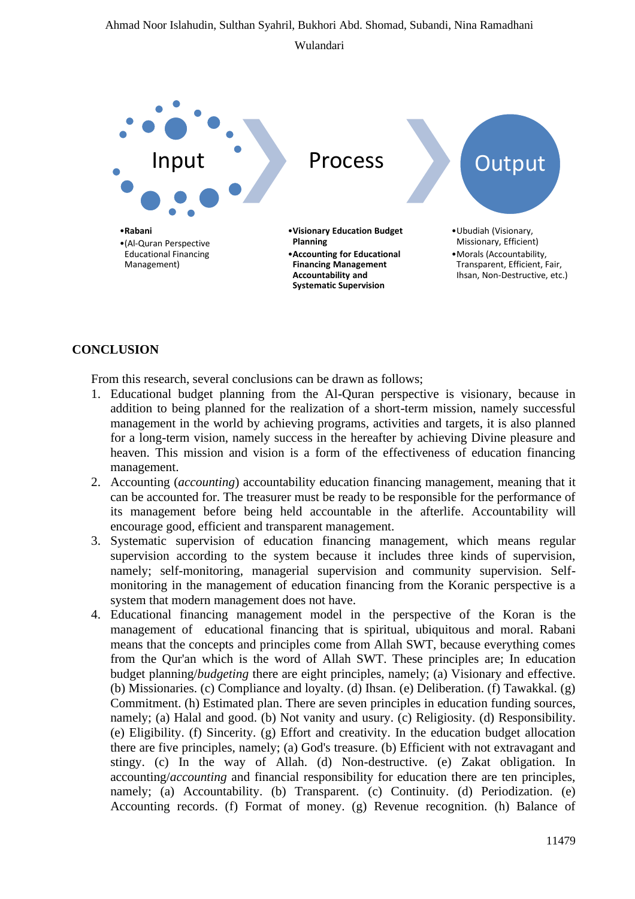Input

- **Rabani**
- (Al-Quran Perspective Educational Financing Management)

Process

- **Visionary Education Budget Planning**
- **Accounting for Educational Financing Management Accountability and Systematic Supervision**

Output

- Ubudiah (Visionary, Missionary, Efficient)
- Morals (Accountability, Transparent, Efficient, Fair, Ihsan, Non-Destructive, etc.)

## CONCLUSION

From this research, several conclusions can be drawn as follows;

1. Educational budget planning from the Al-Quran perspective is visionary, because in addition to being planned for the realization of a short-term mission, namely successful management in the world by achieving programs, activities and targets, it is also planned for a long-term vision, namely success in the hereafter by achieving Divine pleasure and heaven. This mission and vision is a form of the effectiveness of education financing management.
2. Accounting (*accounting*) accountability education financing management, meaning that it can be accounted for. The treasurer must be ready to be responsible for the performance of its management before being held accountable in the afterlife. Accountability will encourage good, efficient and transparent management.
3. Systematic supervision of education financing management, which means regular supervision according to the system because it includes three kinds of supervision, namely; self-monitoring, managerial supervision and community supervision. Self-monitoring in the management of education financing from the Koranic perspective is a system that modern management does not have.
4. Educational financing management model in the perspective of the Koran is the management of educational financing that is spiritual, ubiquitous and moral. Rabani means that the concepts and principles come from Allah SWT, because everything comes from the Qur'an which is the word of Allah SWT. These principles are; In education budget planning/*budgeting* there are eight principles, namely; (a) Visionary and effective. (b) Missionaries. (c) Compliance and loyalty. (d) Ihsan. (e) Deliberation. (f) Tawakkal. (g) Commitment. (h) Estimated plan. There are seven principles in education funding sources, namely; (a) Halal and good. (b) Not vanity and usury. (c) Religiosity. (d) Responsibility. (e) Eligibility. (f) Sincerity. (g) Effort and creativity. In the education budget allocation there are five principles, namely; (a) God's treasure. (b) Efficient with not extravagant and stingy. (c) In the way of Allah. (d) Non-destructive. (e) Zakat obligation. In accounting/*accounting* and financial responsibility for education there are ten principles, namely; (a) Accountability. (b) Transparent. (c) Continuity. (d) Periodization. (e) Accounting records. (f) Format of money. (g) Revenue recognition. (h) Balance of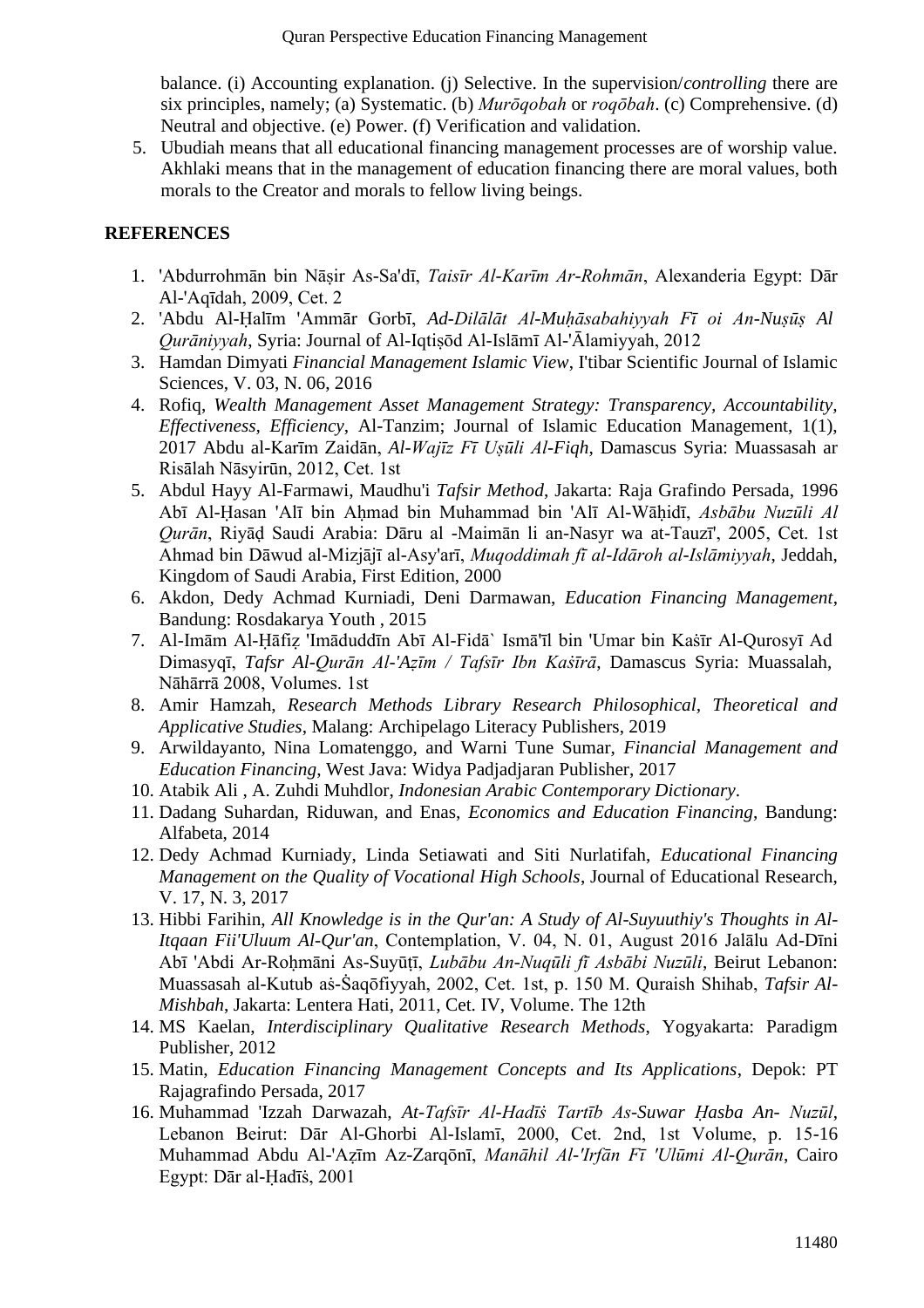balance. (i) Accounting explanation. (j) Selective. In the supervision/*controlling* there are six principles, namely; (a) Systematic. (b) *Murōqobah* or *roqōbah*. (c) Comprehensive. (d) Neutral and objective. (e) Power. (f) Verification and validation.

5. Ubudiah means that all educational financing management processes are of worship value. Akhlaki means that in the management of education financing there are moral values, both morals to the Creator and morals to fellow living beings.

## REFERENCES

1. 'Abdurrohmān bin Nāṣir As-Sa'dī, *Taisīr Al-Karīm Ar-Rohmān*, Alexanderia Egypt: Dār Al-'Aqīdah, 2009, Cet. 2
2. 'Abdu Al-Ḥalīm 'Ammār Gorbī, *Ad-Dilālāt Al-Muḥāsabahiyyah Fī oi An-Nuṣūṣ Al Qurāniyyah*, Syria: Journal of Al-Iqtiṣōd Al-Islāmī Al-'Ālamiyyah, 2012
3. Hamdan Dimyati *Financial Management Islamic View*, I'tibar Scientific Journal of Islamic Sciences, V. 03, N. 06, 2016
4. Rofiq, *Wealth Management Asset Management Strategy: Transparency, Accountability, Effectiveness, Efficiency*, Al-Tanzim; Journal of Islamic Education Management, 1(1), 2017 Abdu al-Karīm Zaidān, *Al-Wajīz Fī Uṣūli Al-Fiqh*, Damascus Syria: Muassasah ar Risālah Nāsyirūn, 2012, Cet. 1st
5. Abdul Hayy Al-Farmawi, Maudhu'i *Tafsir Method*, Jakarta: Raja Grafindo Persada, 1996 Abī Al-Ḥasan 'Alī bin Aḥmad bin Muhammad bin 'Alī Al-Wāḥidī, *Asbābu Nuzūli Al Qurān*, Riyāḍ Saudi Arabia: Dāru al -Maimān li an-Nasyr wa at-Tauzī', 2005, Cet. 1st Ahmad bin Dāwud al-Mizjājī al-Asy'arī, *Muqoddimah fī al-Idāroh al-Islāmiyyah*, Jeddah, Kingdom of Saudi Arabia, First Edition, 2000
6. Akdon, Dedy Achmad Kurniadi, Deni Darmawan, *Education Financing Management*, Bandung: Rosdakarya Youth , 2015
7. Al-Imām Al-Ḥāfiẓ 'Imāduddīn Abī Al-Fidā` Ismā'īl bin 'Umar bin Kaṡīr Al-Qurosyī Ad Dimasyqī, *Tafsr Al-Qurān Al-'Aẓīm / Tafsīr Ibn Kaśīrā*, Damascus Syria: Muassalah, Nāhārrā 2008, Volumes. 1st
8. Amir Hamzah, *Research Methods Library Research Philosophical, Theoretical and Applicative Studies*, Malang: Archipelago Literacy Publishers, 2019
9. Arwildayanto, Nina Lomatenggo, and Warni Tune Sumar, *Financial Management and Education Financing*, West Java: Widya Padjadjaran Publisher, 2017
10. Atabik Ali , A. Zuhdi Muhdlor, *Indonesian Arabic Contemporary Dictionary*.
11. Dadang Suhardan, Riduwan, and Enas, *Economics and Education Financing*, Bandung: Alfabeta, 2014
12. Dedy Achmad Kurniady, Linda Setiawati and Siti Nurlatifah, *Educational Financing Management on the Quality of Vocational High Schools*, Journal of Educational Research, V. 17, N. 3, 2017
13. Hibbi Farihin, *All Knowledge is in the Qur'an: A Study of Al-Suyuuthiy's Thoughts in Al-Itqaan Fii'Uluum Al-Qur'an*, Contemplation, V. 04, N. 01, August 2016 Jalālu Ad-Dīni Abī 'Abdi Ar-Roḥmāni As-Suyūṭī, *Lubābu An-Nuqūli fī Asbābi Nuzūli*, Beirut Lebanon: Muassasah al-Kutub aṡ-Ṡaqōfiyyah, 2002, Cet. 1st, p. 150 M. Quraish Shihab, *Tafsir Al-Mishbah*, Jakarta: Lentera Hati, 2011, Cet. IV, Volume. The 12th
14. MS Kaelan, *Interdisciplinary Qualitative Research Methods*, Yogyakarta: Paradigm Publisher, 2012
15. Matin, *Education Financing Management Concepts and Its Applications*, Depok: PT Rajagrafindo Persada, 2017
16. Muhammad 'Izzah Darwazah, *At-Tafsīr Al-Hadīś Tartīb As-Suwar Ḥasba An- Nuzūl*, Lebanon Beirut: Dār Al-Ghorbi Al-Islamī, 2000, Cet. 2nd, 1st Volume, p. 15-16 Muhammad Abdu Al-'Aẓīm Az-Zarqōnī, *Manāhil Al-'Irfān Fī 'Ulūmi Al-Qurān*, Cairo Egypt: Dār al-Ḥadīś, 2001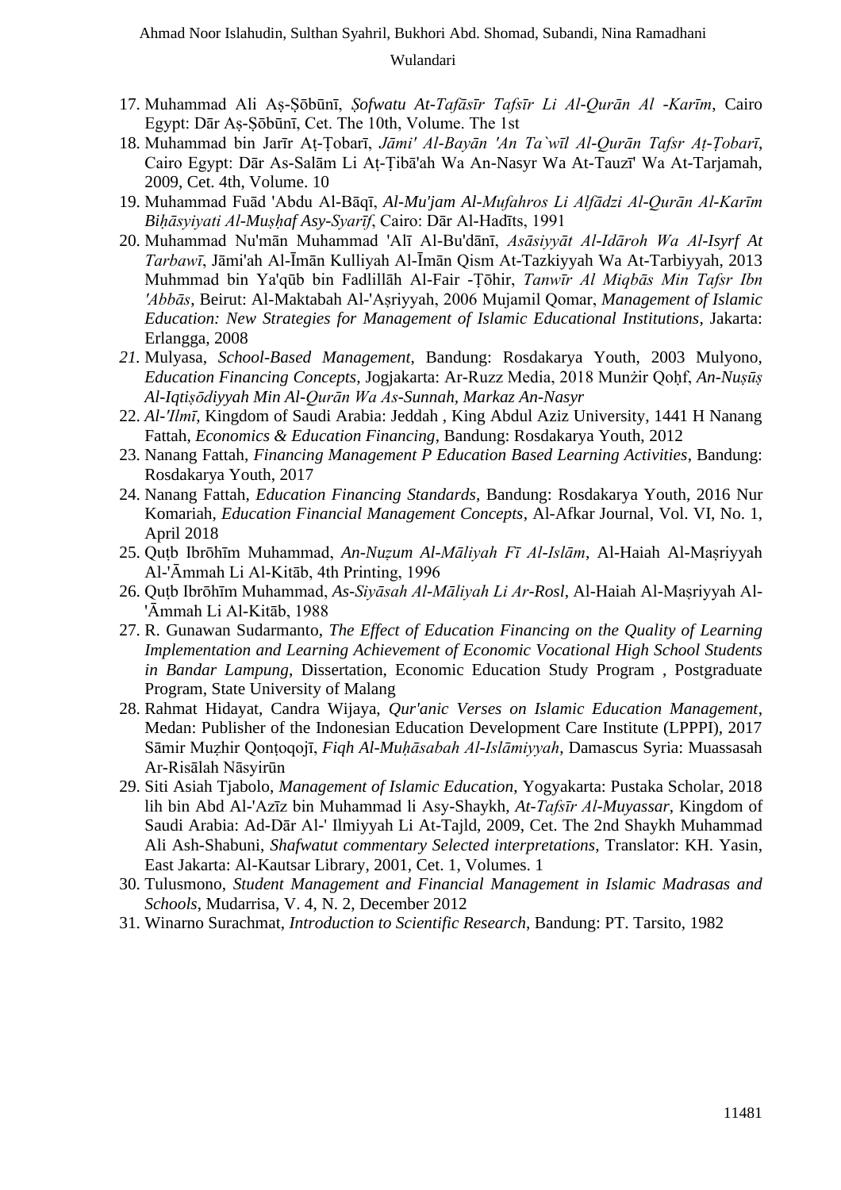17. Muhammad Ali Aṣ-Ṣōbūnī, *Ṣofwatu At-Tafāsīr Tafsīr Li Al-Qurān Al -Karīm*, Cairo Egypt: Dār Aṣ-Ṣōbūnī, Cet. The 10th, Volume. The 1st
18. Muhammad bin Jarīr Aṭ-Ṭobarī, *Jāmi' Al-Bayān 'An Ta`wīl Al-Qurān Tafsr Aṭ-Ṭobarī*, Cairo Egypt: Dār As-Salām Li Aṭ-Ṭibā'ah Wa An-Nasyr Wa At-Tauzī' Wa At-Tarjamah, 2009, Cet. 4th, Volume. 10
19. Muhammad Fuād 'Abdu Al-Bāqī, *Al-Mu'jam Al-Mufahros Li Alfādzi Al-Qurān Al-Karīm Biḥāsyiyati Al-Muṣḥaf Asy-Syarīf*, Cairo: Dār Al-Hadīts, 1991
20. Muhammad Nu'mān Muhammad 'Alī Al-Bu'dānī, *Asāsiyyāt Al-Idāroh Wa Al-Isyrf At Tarbawī*, Jāmi'ah Al-Īmān Kulliyah Al-Īmān Qism At-Tazkiyyah Wa At-Tarbiyyah, 2013 Muhmmad bin Ya'qūb bin Fadlillāh Al-Fair -Ṭōhir, *Tanwīr Al Miqbās Min Tafsr Ibn 'Abbās*, Beirut: Al-Maktabah Al-'Aṣriyyah, 2006 Mujamil Qomar, *Management of Islamic Education: New Strategies for Management of Islamic Educational Institutions*, Jakarta: Erlangga, 2008
21. Mulyasa, *School-Based Management*, Bandung: Rosdakarya Youth, 2003 Mulyono, *Education Financing Concepts*, Jogjakarta: Ar-Ruzz Media, 2018 Munżir Qoḥf, *An-Nuṣūṣ Al-Iqtiṣōdiyyah Min Al-Qurān Wa As-Sunnah*, *Markaz An-Nasyr*
22. *Al-'Ilmī*, Kingdom of Saudi Arabia: Jeddah , King Abdul Aziz University, 1441 H Nanang Fattah, *Economics & Education Financing*, Bandung: Rosdakarya Youth, 2012
23. Nanang Fattah, *Financing Management P Education Based Learning Activities*, Bandung: Rosdakarya Youth, 2017
24. Nanang Fattah, *Education Financing Standards*, Bandung: Rosdakarya Youth, 2016 Nur Komariah, *Education Financial Management Concepts*, Al-Afkar Journal, Vol. VI, No. 1, April 2018
25. Quṭb Ibrōhīm Muhammad, *An-Nuẓum Al-Māliyah Fī Al-Islām*, Al-Haiah Al-Maṣriyyah Al-'Āmmah Li Al-Kitāb, 4th Printing, 1996
26. Quṭb Ibrōhīm Muhammad, *As-Siyāsah Al-Māliyah Li Ar-Rosl*, Al-Haiah Al-Maṣriyyah Al-'Āmmah Li Al-Kitāb, 1988
27. R. Gunawan Sudarmanto, *The Effect of Education Financing on the Quality of Learning Implementation and Learning Achievement of Economic Vocational High School Students in Bandar Lampung*, Dissertation, Economic Education Study Program , Postgraduate Program, State University of Malang
28. Rahmat Hidayat, Candra Wijaya, *Qur'anic Verses on Islamic Education Management*, Medan: Publisher of the Indonesian Education Development Care Institute (LPPPI), 2017 Sāmir Muẓhir Qonṭoqojī, *Fiqh Al-Muḥāsabah Al-Islāmiyyah*, Damascus Syria: Muassasah Ar-Risālah Nāsyirūn
29. Siti Asiah Tjabolo, *Management of Islamic Education*, Yogyakarta: Pustaka Scholar, 2018 lih bin Abd Al-'Azīz bin Muhammad li Asy-Shaykh, *At-Tafsīr Al-Muyassar*, Kingdom of Saudi Arabia: Ad-Dār Al-' Ilmiyyah Li At-Tajld, 2009, Cet. The 2nd Shaykh Muhammad Ali Ash-Shabuni, *Shafwatut commentary Selected interpretations*, Translator: KH. Yasin, East Jakarta: Al-Kautsar Library, 2001, Cet. 1, Volumes. 1
30. Tulusmono, *Student Management and Financial Management in Islamic Madrasas and Schools*, Mudarrisa, V. 4, N. 2, December 2012
31. Winarno Surachmat, *Introduction to Scientific Research*, Bandung: PT. Tarsito, 1982